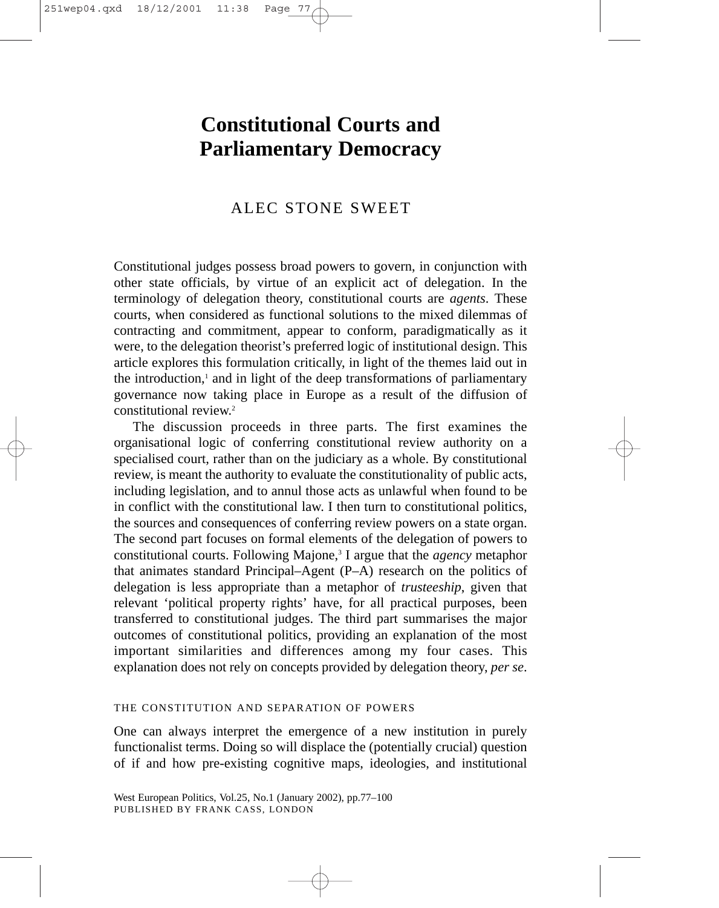# Constitutional Courts and Parliamentary Democracy

ALEC STONE SWEET

Constitutional judges possess broad powers to govern, in conjunction with other state officials, by virtue of an explicit act of delegation. In the terminology of delegation theory, constitutional courts are *agents*. These courts, when considered as functional solutions to the mixed dilemmas of contracting and commitment, appear to conform, paradigmatically as it were, to the delegation theorist's preferred logic of institutional design. This article explores this formulation critically, in light of the themes laid out in the introduction,[1] and in light of the deep transformations of parliamentary governance now taking place in Europe as a result of the diffusion of constitutional review.[2]

The discussion proceeds in three parts. The first examines the organisational logic of conferring constitutional review authority on a specialised court, rather than on the judiciary as a whole. By constitutional review, is meant the authority to evaluate the constitutionality of public acts, including legislation, and to annul those acts as unlawful when found to be in conflict with the constitutional law. I then turn to constitutional politics, the sources and consequences of conferring review powers on a state organ. The second part focuses on formal elements of the delegation of powers to constitutional courts. Following Majone,[3] I argue that the *agency* metaphor that animates standard Principal–Agent (P–A) research on the politics of delegation is less appropriate than a metaphor of *trusteeship*, given that relevant 'political property rights' have, for all practical purposes, been transferred to constitutional judges. The third part summarises the major outcomes of constitutional politics, providing an explanation of the most important similarities and differences among my four cases. This explanation does not rely on concepts provided by delegation theory, *per se*.

## THE CONSTITUTION AND SEPARATION OF POWERS

One can always interpret the emergence of a new institution in purely functionalist terms. Doing so will displace the (potentially crucial) question of if and how pre-existing cognitive maps, ideologies, and institutional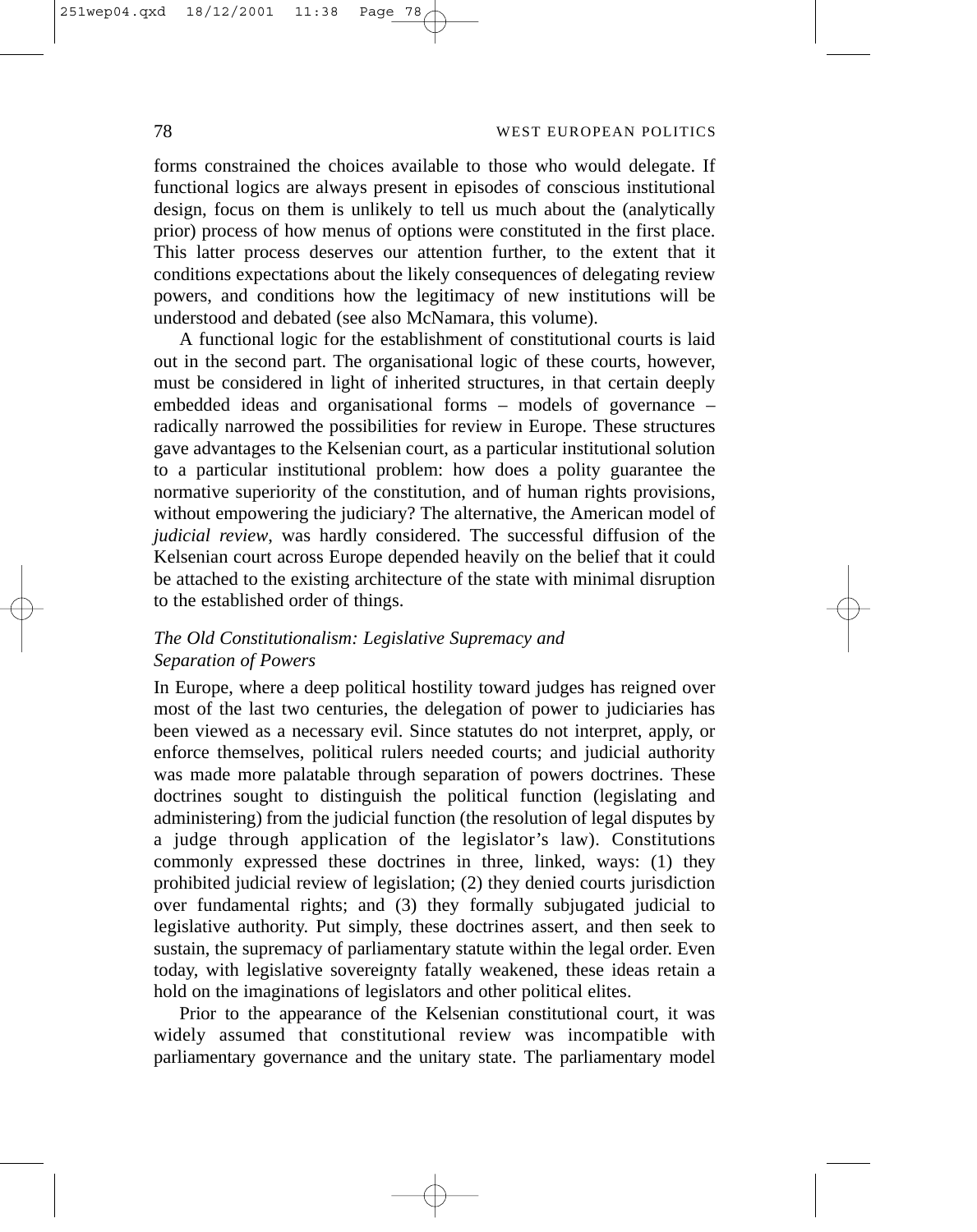forms constrained the choices available to those who would delegate. If functional logics are always present in episodes of conscious institutional design, focus on them is unlikely to tell us much about the (analytically prior) process of how menus of options were constituted in the first place. This latter process deserves our attention further, to the extent that it conditions expectations about the likely consequences of delegating review powers, and conditions how the legitimacy of new institutions will be understood and debated (see also McNamara, this volume).

A functional logic for the establishment of constitutional courts is laid out in the second part. The organisational logic of these courts, however, must be considered in light of inherited structures, in that certain deeply embedded ideas and organisational forms – models of governance – radically narrowed the possibilities for review in Europe. These structures gave advantages to the Kelsenian court, as a particular institutional solution to a particular institutional problem: how does a polity guarantee the normative superiority of the constitution, and of human rights provisions, without empowering the judiciary? The alternative, the American model of *judicial review*, was hardly considered. The successful diffusion of the Kelsenian court across Europe depended heavily on the belief that it could be attached to the existing architecture of the state with minimal disruption to the established order of things.

### *The Old Constitutionalism: Legislative Supremacy and Separation of Powers*

In Europe, where a deep political hostility toward judges has reigned over most of the last two centuries, the delegation of power to judiciaries has been viewed as a necessary evil. Since statutes do not interpret, apply, or enforce themselves, political rulers needed courts; and judicial authority was made more palatable through separation of powers doctrines. These doctrines sought to distinguish the political function (legislating and administering) from the judicial function (the resolution of legal disputes by a judge through application of the legislator's law). Constitutions commonly expressed these doctrines in three, linked, ways: (1) they prohibited judicial review of legislation; (2) they denied courts jurisdiction over fundamental rights; and (3) they formally subjugated judicial to legislative authority. Put simply, these doctrines assert, and then seek to sustain, the supremacy of parliamentary statute within the legal order. Even today, with legislative sovereignty fatally weakened, these ideas retain a hold on the imaginations of legislators and other political elites.

Prior to the appearance of the Kelsenian constitutional court, it was widely assumed that constitutional review was incompatible with parliamentary governance and the unitary state. The parliamentary model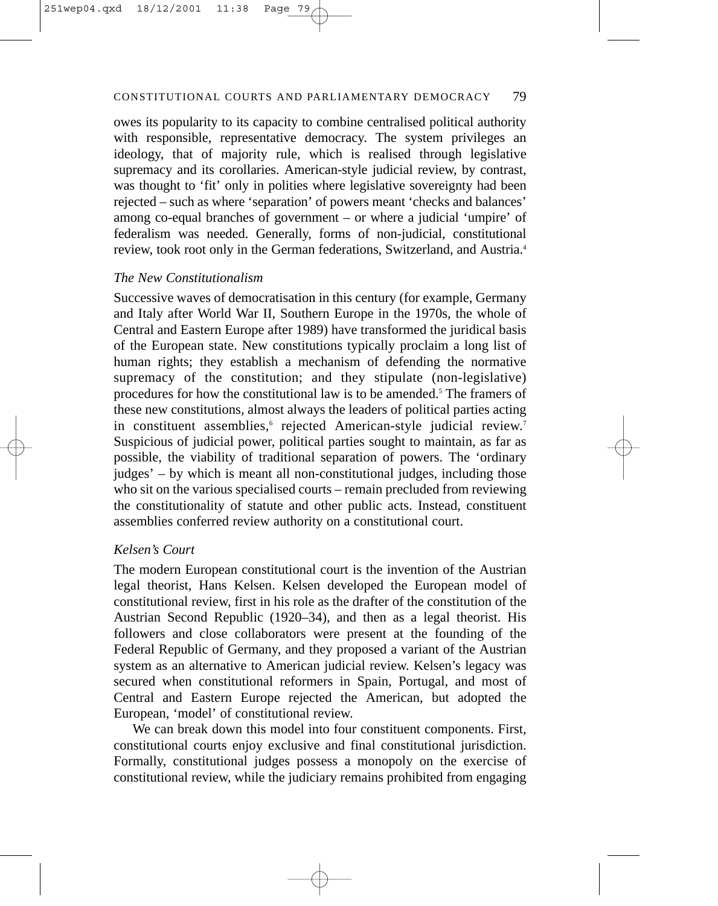owes its popularity to its capacity to combine centralised political authority with responsible, representative democracy. The system privileges an ideology, that of majority rule, which is realised through legislative supremacy and its corollaries. American-style judicial review, by contrast, was thought to 'fit' only in polities where legislative sovereignty had been rejected – such as where 'separation' of powers meant 'checks and balances' among co-equal branches of government – or where a judicial 'umpire' of federalism was needed. Generally, forms of non-judicial, constitutional review, took root only in the German federations, Switzerland, and Austria.[4]

### *The New Constitutionalism*

Successive waves of democratisation in this century (for example, Germany and Italy after World War II, Southern Europe in the 1970s, the whole of Central and Eastern Europe after 1989) have transformed the juridical basis of the European state. New constitutions typically proclaim a long list of human rights; they establish a mechanism of defending the normative supremacy of the constitution; and they stipulate (non-legislative) procedures for how the constitutional law is to be amended.[5] The framers of these new constitutions, almost always the leaders of political parties acting in constituent assemblies,[6] rejected American-style judicial review.[7] Suspicious of judicial power, political parties sought to maintain, as far as possible, the viability of traditional separation of powers. The 'ordinary judges' – by which is meant all non-constitutional judges, including those who sit on the various specialised courts – remain precluded from reviewing the constitutionality of statute and other public acts. Instead, constituent assemblies conferred review authority on a constitutional court.

### *Kelsen's Court*

The modern European constitutional court is the invention of the Austrian legal theorist, Hans Kelsen. Kelsen developed the European model of constitutional review, first in his role as the drafter of the constitution of the Austrian Second Republic (1920–34), and then as a legal theorist. His followers and close collaborators were present at the founding of the Federal Republic of Germany, and they proposed a variant of the Austrian system as an alternative to American judicial review. Kelsen's legacy was secured when constitutional reformers in Spain, Portugal, and most of Central and Eastern Europe rejected the American, but adopted the European, 'model' of constitutional review.

We can break down this model into four constituent components. First, constitutional courts enjoy exclusive and final constitutional jurisdiction. Formally, constitutional judges possess a monopoly on the exercise of constitutional review, while the judiciary remains prohibited from engaging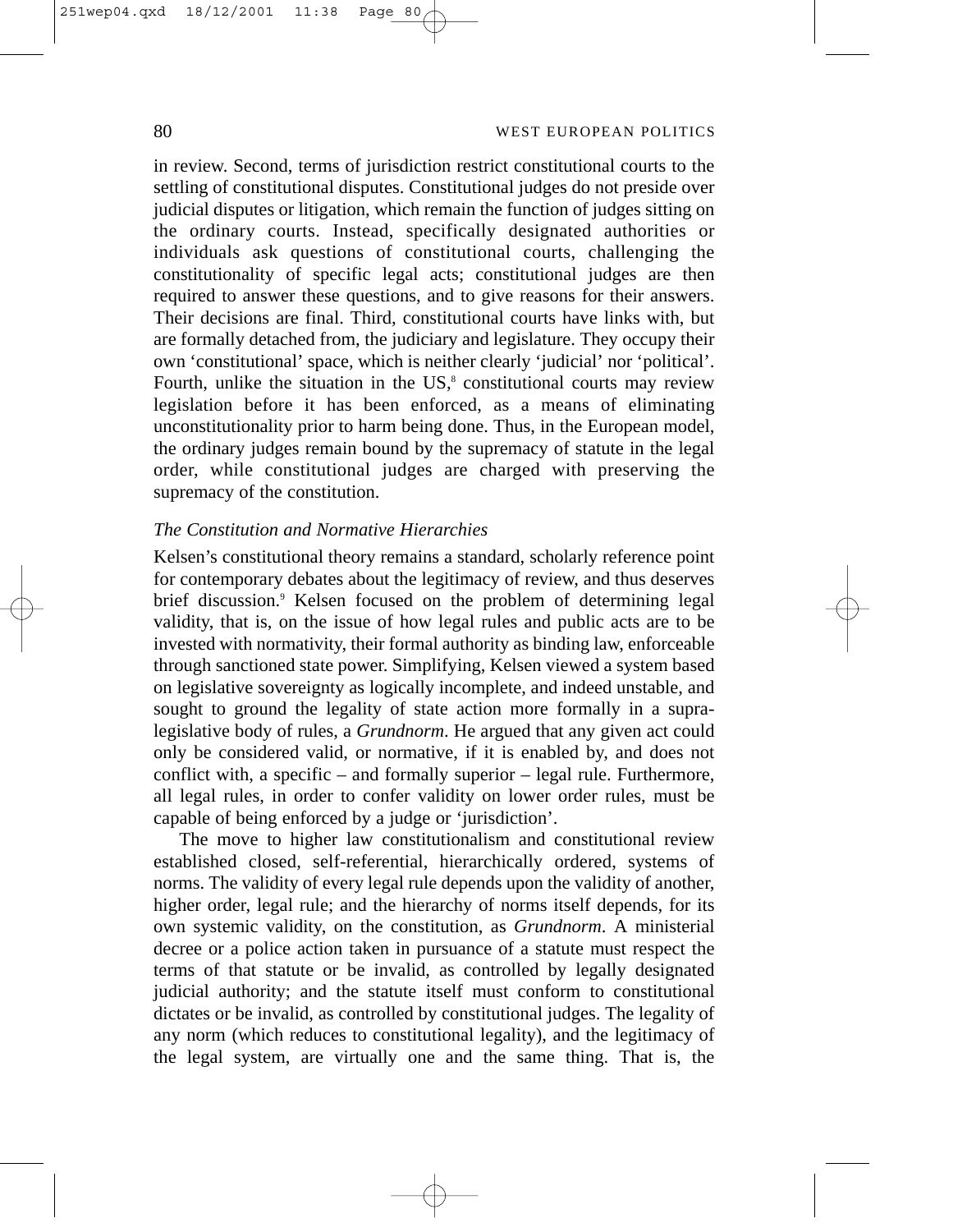in review. Second, terms of jurisdiction restrict constitutional courts to the settling of constitutional disputes. Constitutional judges do not preside over judicial disputes or litigation, which remain the function of judges sitting on the ordinary courts. Instead, specifically designated authorities or individuals ask questions of constitutional courts, challenging the constitutionality of specific legal acts; constitutional judges are then required to answer these questions, and to give reasons for their answers. Their decisions are final. Third, constitutional courts have links with, but are formally detached from, the judiciary and legislature. They occupy their own 'constitutional' space, which is neither clearly 'judicial' nor 'political'. Fourth, unlike the situation in the US,[8] constitutional courts may review legislation before it has been enforced, as a means of eliminating unconstitutionality prior to harm being done. Thus, in the European model, the ordinary judges remain bound by the supremacy of statute in the legal order, while constitutional judges are charged with preserving the supremacy of the constitution.

### *The Constitution and Normative Hierarchies*

Kelsen's constitutional theory remains a standard, scholarly reference point for contemporary debates about the legitimacy of review, and thus deserves brief discussion.[9] Kelsen focused on the problem of determining legal validity, that is, on the issue of how legal rules and public acts are to be invested with normativity, their formal authority as binding law, enforceable through sanctioned state power. Simplifying, Kelsen viewed a system based on legislative sovereignty as logically incomplete, and indeed unstable, and sought to ground the legality of state action more formally in a supra-legislative body of rules, a *Grundnorm*. He argued that any given act could only be considered valid, or normative, if it is enabled by, and does not conflict with, a specific – and formally superior – legal rule. Furthermore, all legal rules, in order to confer validity on lower order rules, must be capable of being enforced by a judge or 'jurisdiction'.

The move to higher law constitutionalism and constitutional review established closed, self-referential, hierarchically ordered, systems of norms. The validity of every legal rule depends upon the validity of another, higher order, legal rule; and the hierarchy of norms itself depends, for its own systemic validity, on the constitution, as *Grundnorm*. A ministerial decree or a police action taken in pursuance of a statute must respect the terms of that statute or be invalid, as controlled by legally designated judicial authority; and the statute itself must conform to constitutional dictates or be invalid, as controlled by constitutional judges. The legality of any norm (which reduces to constitutional legality), and the legitimacy of the legal system, are virtually one and the same thing. That is, the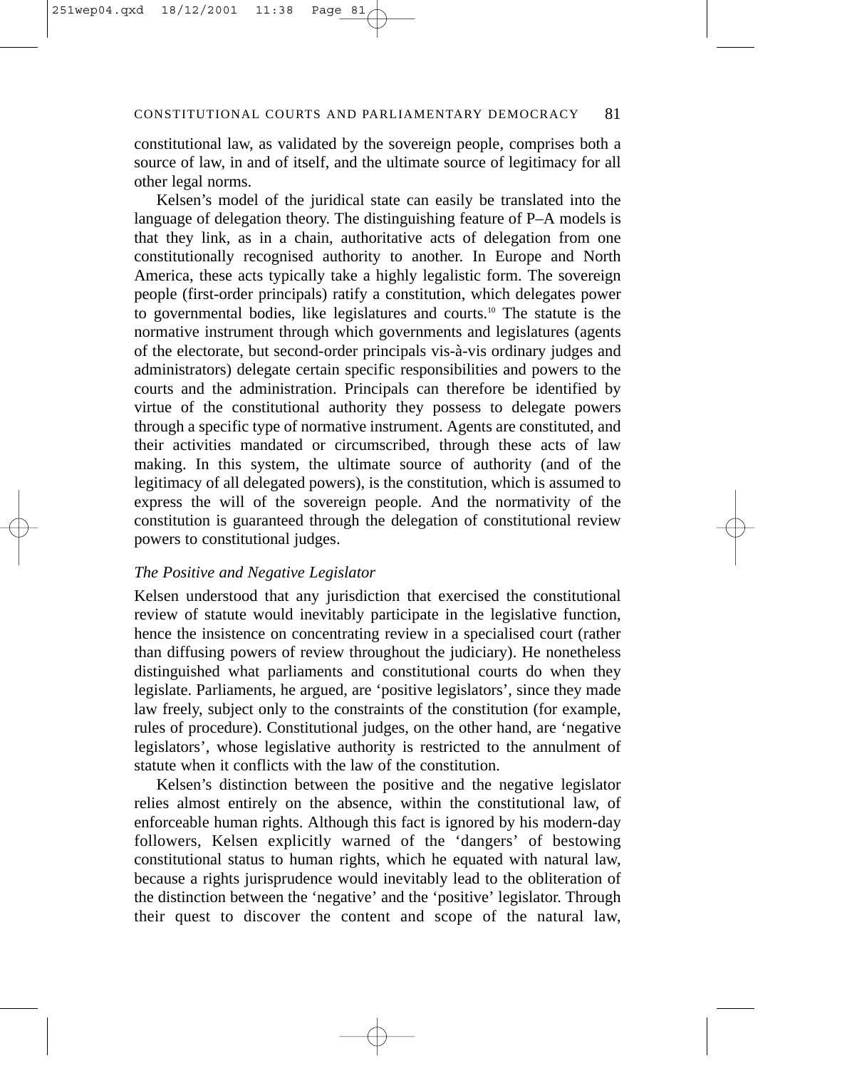constitutional law, as validated by the sovereign people, comprises both a source of law, in and of itself, and the ultimate source of legitimacy for all other legal norms.

Kelsen's model of the juridical state can easily be translated into the language of delegation theory. The distinguishing feature of P–A models is that they link, as in a chain, authoritative acts of delegation from one constitutionally recognised authority to another. In Europe and North America, these acts typically take a highly legalistic form. The sovereign people (first-order principals) ratify a constitution, which delegates power to governmental bodies, like legislatures and courts.[10] The statute is the normative instrument through which governments and legislatures (agents of the electorate, but second-order principals vis-à-vis ordinary judges and administrators) delegate certain specific responsibilities and powers to the courts and the administration. Principals can therefore be identified by virtue of the constitutional authority they possess to delegate powers through a specific type of normative instrument. Agents are constituted, and their activities mandated or circumscribed, through these acts of law making. In this system, the ultimate source of authority (and of the legitimacy of all delegated powers), is the constitution, which is assumed to express the will of the sovereign people. And the normativity of the constitution is guaranteed through the delegation of constitutional review powers to constitutional judges.

### *The Positive and Negative Legislator*

Kelsen understood that any jurisdiction that exercised the constitutional review of statute would inevitably participate in the legislative function, hence the insistence on concentrating review in a specialised court (rather than diffusing powers of review throughout the judiciary). He nonetheless distinguished what parliaments and constitutional courts do when they legislate. Parliaments, he argued, are 'positive legislators', since they made law freely, subject only to the constraints of the constitution (for example, rules of procedure). Constitutional judges, on the other hand, are 'negative legislators', whose legislative authority is restricted to the annulment of statute when it conflicts with the law of the constitution.

Kelsen's distinction between the positive and the negative legislator relies almost entirely on the absence, within the constitutional law, of enforceable human rights. Although this fact is ignored by his modern-day followers, Kelsen explicitly warned of the 'dangers' of bestowing constitutional status to human rights, which he equated with natural law, because a rights jurisprudence would inevitably lead to the obliteration of the distinction between the 'negative' and the 'positive' legislator. Through their quest to discover the content and scope of the natural law,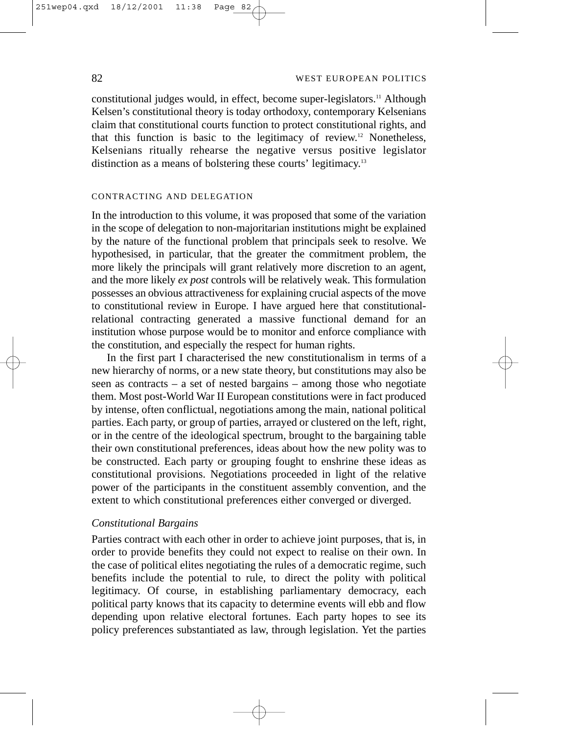constitutional judges would, in effect, become super-legislators.[11] Although Kelsen's constitutional theory is today orthodoxy, contemporary Kelsenians claim that constitutional courts function to protect constitutional rights, and that this function is basic to the legitimacy of review.[12] Nonetheless, Kelsenians ritually rehearse the negative versus positive legislator distinction as a means of bolstering these courts' legitimacy.[13]

## CONTRACTING AND DELEGATION

In the introduction to this volume, it was proposed that some of the variation in the scope of delegation to non-majoritarian institutions might be explained by the nature of the functional problem that principals seek to resolve. We hypothesised, in particular, that the greater the commitment problem, the more likely the principals will grant relatively more discretion to an agent, and the more likely *ex post* controls will be relatively weak. This formulation possesses an obvious attractiveness for explaining crucial aspects of the move to constitutional review in Europe. I have argued here that constitutional-relational contracting generated a massive functional demand for an institution whose purpose would be to monitor and enforce compliance with the constitution, and especially the respect for human rights.

In the first part I characterised the new constitutionalism in terms of a new hierarchy of norms, or a new state theory, but constitutions may also be seen as contracts – a set of nested bargains – among those who negotiate them. Most post-World War II European constitutions were in fact produced by intense, often conflictual, negotiations among the main, national political parties. Each party, or group of parties, arrayed or clustered on the left, right, or in the centre of the ideological spectrum, brought to the bargaining table their own constitutional preferences, ideas about how the new polity was to be constructed. Each party or grouping fought to enshrine these ideas as constitutional provisions. Negotiations proceeded in light of the relative power of the participants in the constituent assembly convention, and the extent to which constitutional preferences either converged or diverged.

### *Constitutional Bargains*

Parties contract with each other in order to achieve joint purposes, that is, in order to provide benefits they could not expect to realise on their own. In the case of political elites negotiating the rules of a democratic regime, such benefits include the potential to rule, to direct the polity with political legitimacy. Of course, in establishing parliamentary democracy, each political party knows that its capacity to determine events will ebb and flow depending upon relative electoral fortunes. Each party hopes to see its policy preferences substantiated as law, through legislation. Yet the parties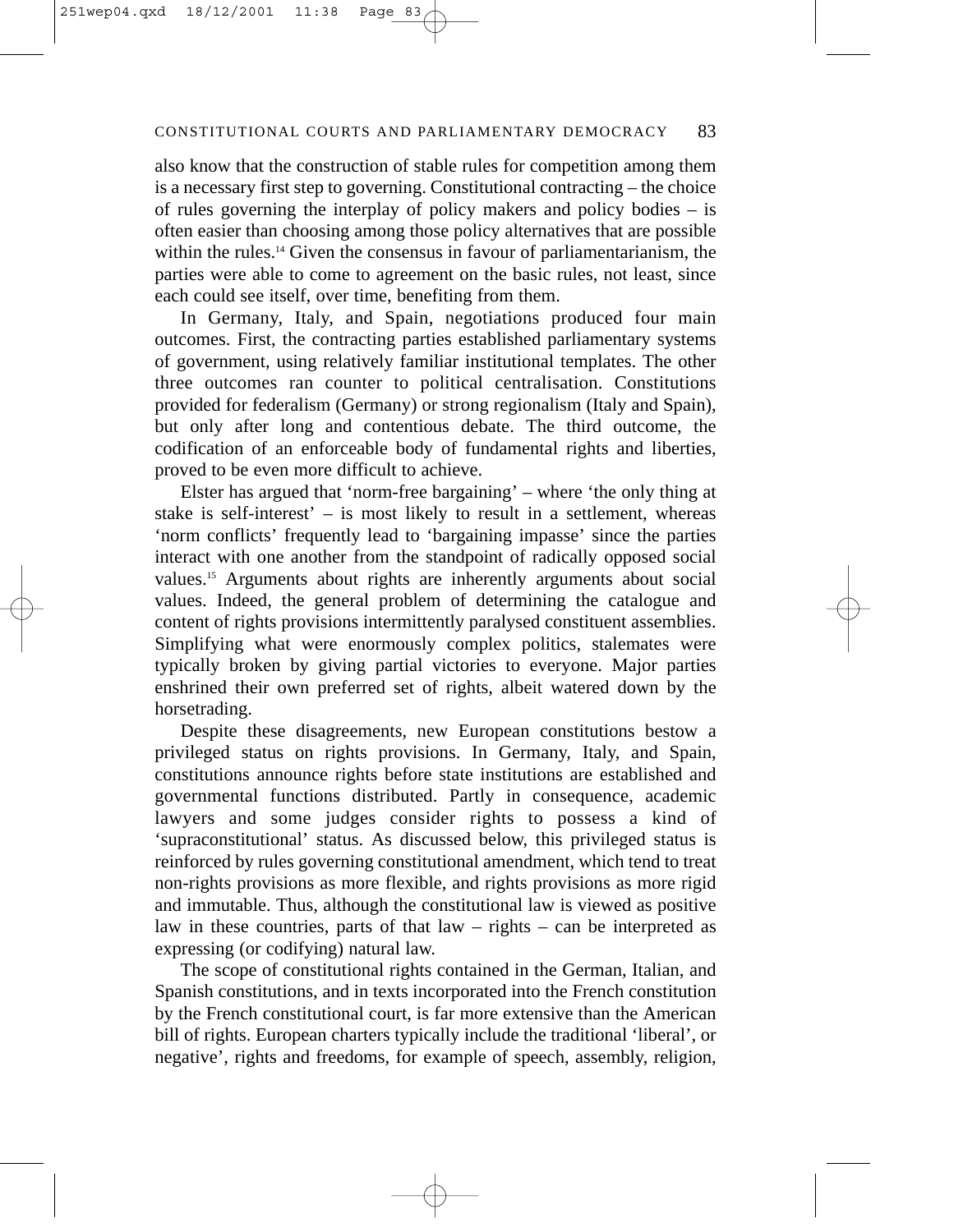also know that the construction of stable rules for competition among them is a necessary first step to governing. Constitutional contracting – the choice of rules governing the interplay of policy makers and policy bodies – is often easier than choosing among those policy alternatives that are possible within the rules.[14] Given the consensus in favour of parliamentarianism, the parties were able to come to agreement on the basic rules, not least, since each could see itself, over time, benefiting from them.

In Germany, Italy, and Spain, negotiations produced four main outcomes. First, the contracting parties established parliamentary systems of government, using relatively familiar institutional templates. The other three outcomes ran counter to political centralisation. Constitutions provided for federalism (Germany) or strong regionalism (Italy and Spain), but only after long and contentious debate. The third outcome, the codification of an enforceable body of fundamental rights and liberties, proved to be even more difficult to achieve.

Elster has argued that 'norm-free bargaining' – where 'the only thing at stake is self-interest' – is most likely to result in a settlement, whereas 'norm conflicts' frequently lead to 'bargaining impasse' since the parties interact with one another from the standpoint of radically opposed social values.[15] Arguments about rights are inherently arguments about social values. Indeed, the general problem of determining the catalogue and content of rights provisions intermittently paralysed constituent assemblies. Simplifying what were enormously complex politics, stalemates were typically broken by giving partial victories to everyone. Major parties enshrined their own preferred set of rights, albeit watered down by the horsetrading.

Despite these disagreements, new European constitutions bestow a privileged status on rights provisions. In Germany, Italy, and Spain, constitutions announce rights before state institutions are established and governmental functions distributed. Partly in consequence, academic lawyers and some judges consider rights to possess a kind of 'supraconstitutional' status. As discussed below, this privileged status is reinforced by rules governing constitutional amendment, which tend to treat non-rights provisions as more flexible, and rights provisions as more rigid and immutable. Thus, although the constitutional law is viewed as positive law in these countries, parts of that law – rights – can be interpreted as expressing (or codifying) natural law.

The scope of constitutional rights contained in the German, Italian, and Spanish constitutions, and in texts incorporated into the French constitution by the French constitutional court, is far more extensive than the American bill of rights. European charters typically include the traditional 'liberal', or negative', rights and freedoms, for example of speech, assembly, religion,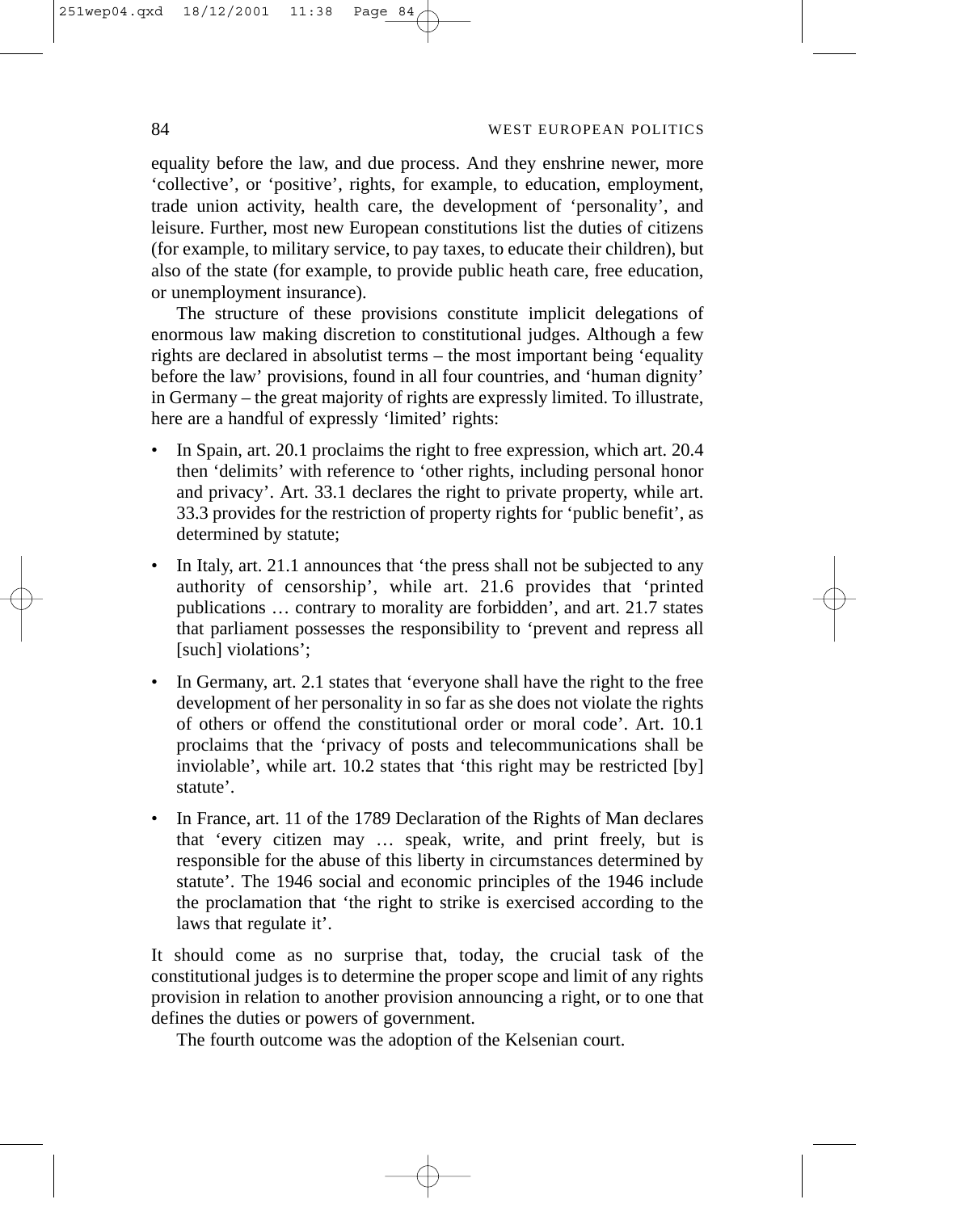equality before the law, and due process. And they enshrine newer, more 'collective', or 'positive', rights, for example, to education, employment, trade union activity, health care, the development of 'personality', and leisure. Further, most new European constitutions list the duties of citizens (for example, to military service, to pay taxes, to educate their children), but also of the state (for example, to provide public heath care, free education, or unemployment insurance).

The structure of these provisions constitute implicit delegations of enormous law making discretion to constitutional judges. Although a few rights are declared in absolutist terms – the most important being 'equality before the law' provisions, found in all four countries, and 'human dignity' in Germany – the great majority of rights are expressly limited. To illustrate, here are a handful of expressly 'limited' rights:

- In Spain, art. 20.1 proclaims the right to free expression, which art. 20.4 then 'delimits' with reference to 'other rights, including personal honor and privacy'. Art. 33.1 declares the right to private property, while art. 33.3 provides for the restriction of property rights for 'public benefit', as determined by statute;
- In Italy, art. 21.1 announces that 'the press shall not be subjected to any authority of censorship', while art. 21.6 provides that 'printed publications … contrary to morality are forbidden', and art. 21.7 states that parliament possesses the responsibility to 'prevent and repress all [such] violations';
- In Germany, art. 2.1 states that 'everyone shall have the right to the free development of her personality in so far as she does not violate the rights of others or offend the constitutional order or moral code'. Art. 10.1 proclaims that the 'privacy of posts and telecommunications shall be inviolable', while art. 10.2 states that 'this right may be restricted [by] statute'.
- In France, art. 11 of the 1789 Declaration of the Rights of Man declares that 'every citizen may … speak, write, and print freely, but is responsible for the abuse of this liberty in circumstances determined by statute'. The 1946 social and economic principles of the 1946 include the proclamation that 'the right to strike is exercised according to the laws that regulate it'.

It should come as no surprise that, today, the crucial task of the constitutional judges is to determine the proper scope and limit of any rights provision in relation to another provision announcing a right, or to one that defines the duties or powers of government.

The fourth outcome was the adoption of the Kelsenian court.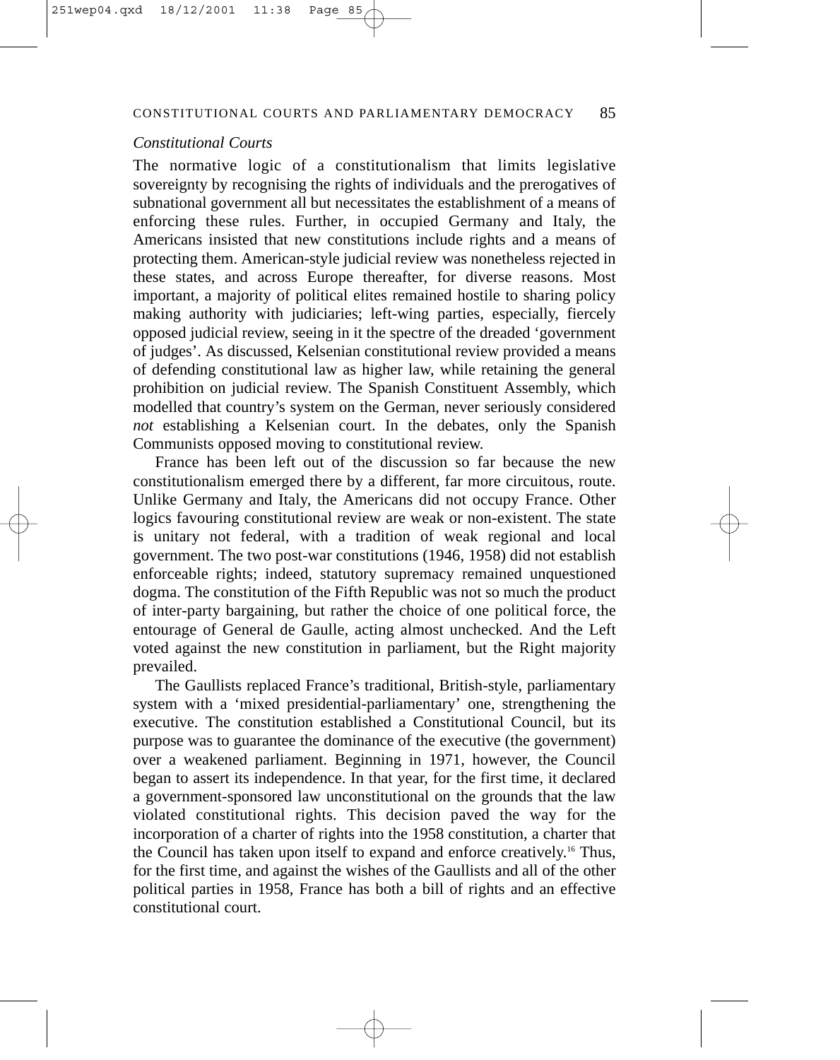*Constitutional Courts*

The normative logic of a constitutionalism that limits legislative sovereignty by recognising the rights of individuals and the prerogatives of subnational government all but necessitates the establishment of a means of enforcing these rules. Further, in occupied Germany and Italy, the Americans insisted that new constitutions include rights and a means of protecting them. American-style judicial review was nonetheless rejected in these states, and across Europe thereafter, for diverse reasons. Most important, a majority of political elites remained hostile to sharing policy making authority with judiciaries; left-wing parties, especially, fiercely opposed judicial review, seeing in it the spectre of the dreaded 'government of judges'. As discussed, Kelsenian constitutional review provided a means of defending constitutional law as higher law, while retaining the general prohibition on judicial review. The Spanish Constituent Assembly, which modelled that country's system on the German, never seriously considered *not* establishing a Kelsenian court. In the debates, only the Spanish Communists opposed moving to constitutional review.

France has been left out of the discussion so far because the new constitutionalism emerged there by a different, far more circuitous, route. Unlike Germany and Italy, the Americans did not occupy France. Other logics favouring constitutional review are weak or non-existent. The state is unitary not federal, with a tradition of weak regional and local government. The two post-war constitutions (1946, 1958) did not establish enforceable rights; indeed, statutory supremacy remained unquestioned dogma. The constitution of the Fifth Republic was not so much the product of inter-party bargaining, but rather the choice of one political force, the entourage of General de Gaulle, acting almost unchecked. And the Left voted against the new constitution in parliament, but the Right majority prevailed.

The Gaullists replaced France's traditional, British-style, parliamentary system with a 'mixed presidential-parliamentary' one, strengthening the executive. The constitution established a Constitutional Council, but its purpose was to guarantee the dominance of the executive (the government) over a weakened parliament. Beginning in 1971, however, the Council began to assert its independence. In that year, for the first time, it declared a government-sponsored law unconstitutional on the grounds that the law violated constitutional rights. This decision paved the way for the incorporation of a charter of rights into the 1958 constitution, a charter that the Council has taken upon itself to expand and enforce creatively.[16] Thus, for the first time, and against the wishes of the Gaullists and all of the other political parties in 1958, France has both a bill of rights and an effective constitutional court.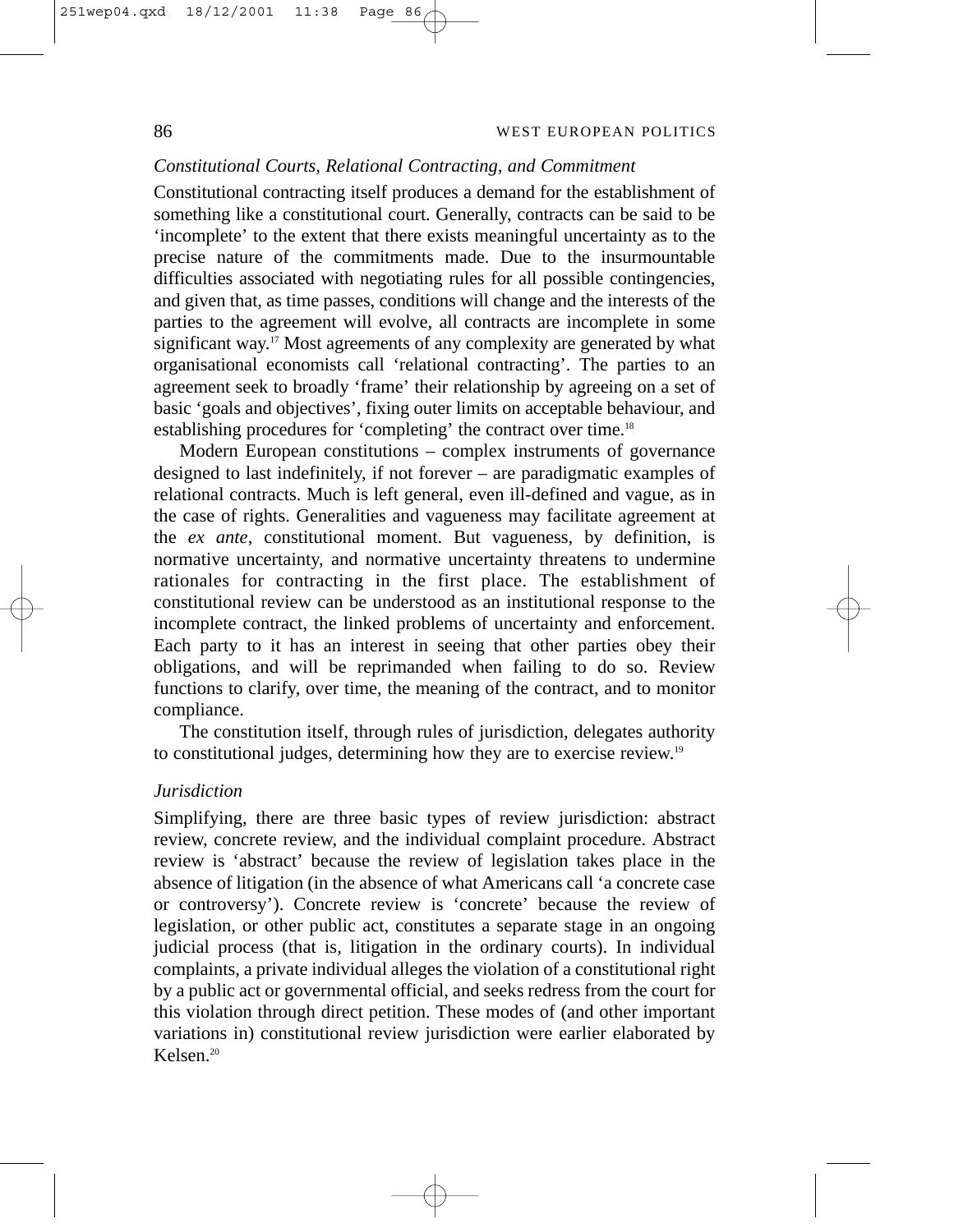### *Constitutional Courts, Relational Contracting, and Commitment*

Constitutional contracting itself produces a demand for the establishment of something like a constitutional court. Generally, contracts can be said to be 'incomplete' to the extent that there exists meaningful uncertainty as to the precise nature of the commitments made. Due to the insurmountable difficulties associated with negotiating rules for all possible contingencies, and given that, as time passes, conditions will change and the interests of the parties to the agreement will evolve, all contracts are incomplete in some significant way.[17] Most agreements of any complexity are generated by what organisational economists call 'relational contracting'. The parties to an agreement seek to broadly 'frame' their relationship by agreeing on a set of basic 'goals and objectives', fixing outer limits on acceptable behaviour, and establishing procedures for 'completing' the contract over time.[18]

Modern European constitutions – complex instruments of governance designed to last indefinitely, if not forever – are paradigmatic examples of relational contracts. Much is left general, even ill-defined and vague, as in the case of rights. Generalities and vagueness may facilitate agreement at the *ex ante*, constitutional moment. But vagueness, by definition, is normative uncertainty, and normative uncertainty threatens to undermine rationales for contracting in the first place. The establishment of constitutional review can be understood as an institutional response to the incomplete contract, the linked problems of uncertainty and enforcement. Each party to it has an interest in seeing that other parties obey their obligations, and will be reprimanded when failing to do so. Review functions to clarify, over time, the meaning of the contract, and to monitor compliance.

The constitution itself, through rules of jurisdiction, delegates authority to constitutional judges, determining how they are to exercise review.[19]

### *Jurisdiction*

Simplifying, there are three basic types of review jurisdiction: abstract review, concrete review, and the individual complaint procedure. Abstract review is 'abstract' because the review of legislation takes place in the absence of litigation (in the absence of what Americans call 'a concrete case or controversy'). Concrete review is 'concrete' because the review of legislation, or other public act, constitutes a separate stage in an ongoing judicial process (that is, litigation in the ordinary courts). In individual complaints, a private individual alleges the violation of a constitutional right by a public act or governmental official, and seeks redress from the court for this violation through direct petition. These modes of (and other important variations in) constitutional review jurisdiction were earlier elaborated by Kelsen.[20]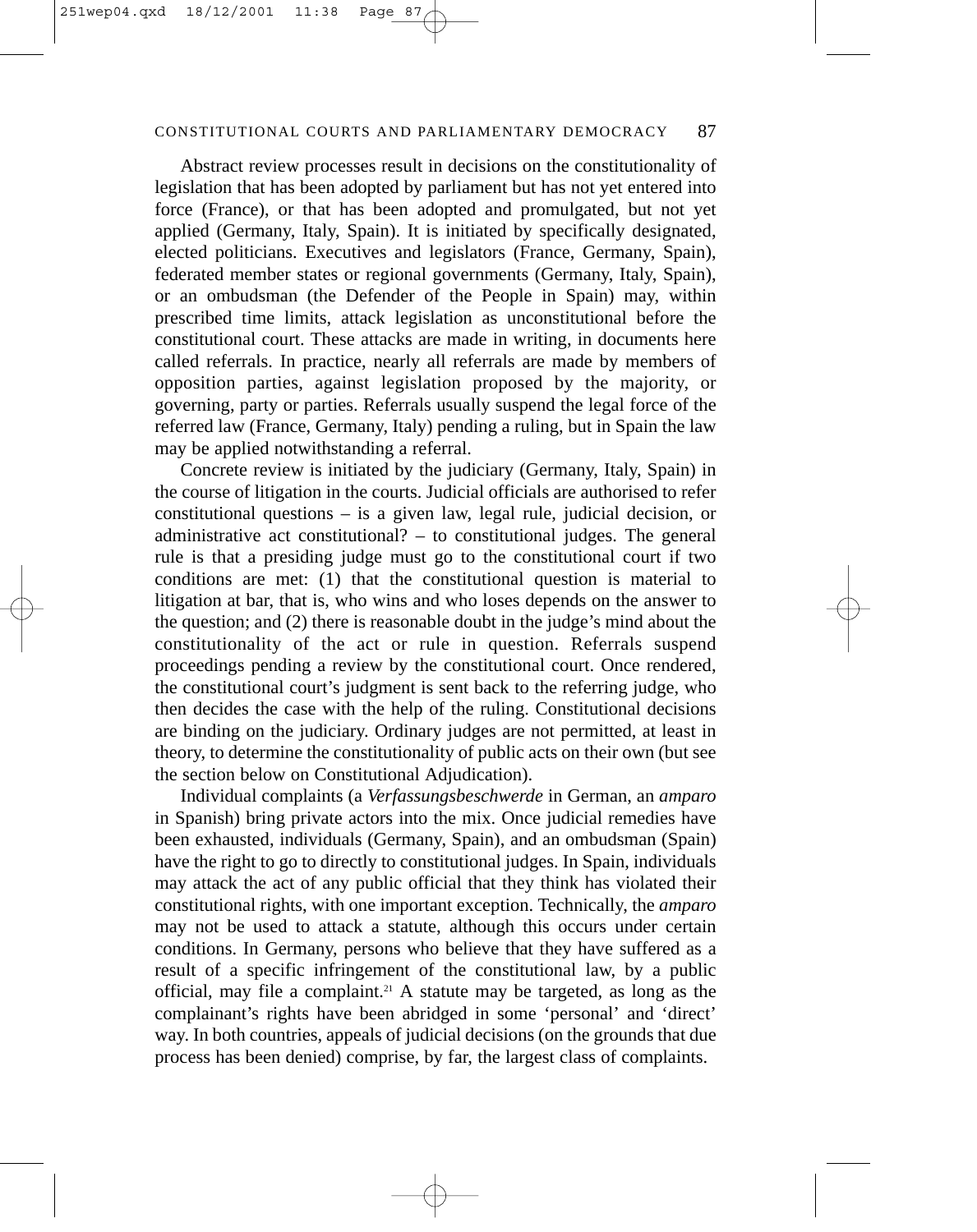Abstract review processes result in decisions on the constitutionality of legislation that has been adopted by parliament but has not yet entered into force (France), or that has been adopted and promulgated, but not yet applied (Germany, Italy, Spain). It is initiated by specifically designated, elected politicians. Executives and legislators (France, Germany, Spain), federated member states or regional governments (Germany, Italy, Spain), or an ombudsman (the Defender of the People in Spain) may, within prescribed time limits, attack legislation as unconstitutional before the constitutional court. These attacks are made in writing, in documents here called referrals. In practice, nearly all referrals are made by members of opposition parties, against legislation proposed by the majority, or governing, party or parties. Referrals usually suspend the legal force of the referred law (France, Germany, Italy) pending a ruling, but in Spain the law may be applied notwithstanding a referral.

Concrete review is initiated by the judiciary (Germany, Italy, Spain) in the course of litigation in the courts. Judicial officials are authorised to refer constitutional questions – is a given law, legal rule, judicial decision, or administrative act constitutional? – to constitutional judges. The general rule is that a presiding judge must go to the constitutional court if two conditions are met: (1) that the constitutional question is material to litigation at bar, that is, who wins and who loses depends on the answer to the question; and (2) there is reasonable doubt in the judge's mind about the constitutionality of the act or rule in question. Referrals suspend proceedings pending a review by the constitutional court. Once rendered, the constitutional court's judgment is sent back to the referring judge, who then decides the case with the help of the ruling. Constitutional decisions are binding on the judiciary. Ordinary judges are not permitted, at least in theory, to determine the constitutionality of public acts on their own (but see the section below on Constitutional Adjudication).

Individual complaints (a *Verfassungsbeschwerde* in German, an *amparo* in Spanish) bring private actors into the mix. Once judicial remedies have been exhausted, individuals (Germany, Spain), and an ombudsman (Spain) have the right to go to directly to constitutional judges. In Spain, individuals may attack the act of any public official that they think has violated their constitutional rights, with one important exception. Technically, the *amparo* may not be used to attack a statute, although this occurs under certain conditions. In Germany, persons who believe that they have suffered as a result of a specific infringement of the constitutional law, by a public official, may file a complaint.[21] A statute may be targeted, as long as the complainant's rights have been abridged in some 'personal' and 'direct' way. In both countries, appeals of judicial decisions (on the grounds that due process has been denied) comprise, by far, the largest class of complaints.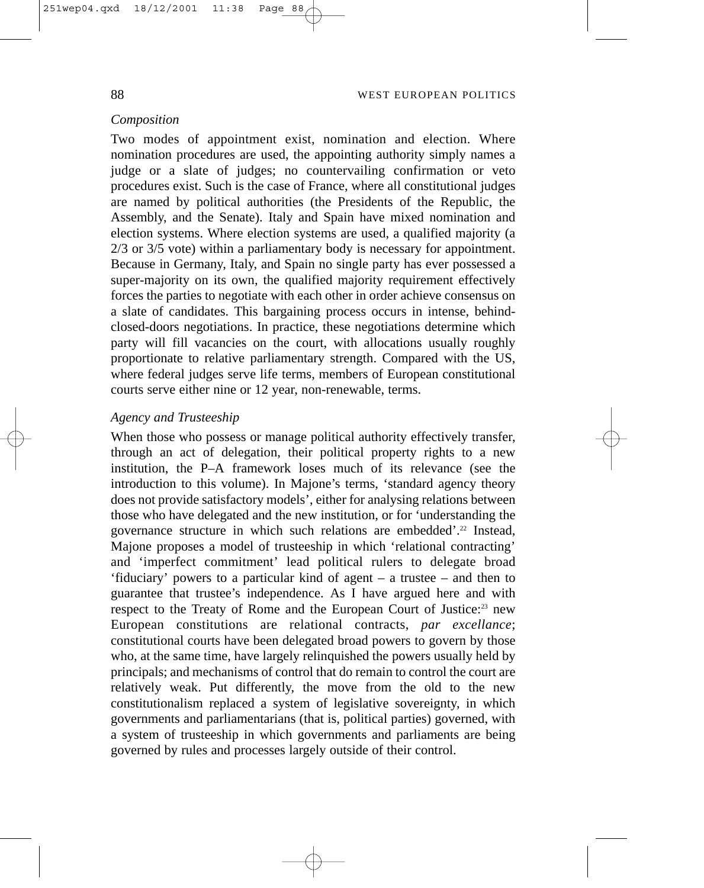*Composition*

Two modes of appointment exist, nomination and election. Where nomination procedures are used, the appointing authority simply names a judge or a slate of judges; no countervailing confirmation or veto procedures exist. Such is the case of France, where all constitutional judges are named by political authorities (the Presidents of the Republic, the Assembly, and the Senate). Italy and Spain have mixed nomination and election systems. Where election systems are used, a qualified majority (a 2/3 or 3/5 vote) within a parliamentary body is necessary for appointment. Because in Germany, Italy, and Spain no single party has ever possessed a super-majority on its own, the qualified majority requirement effectively forces the parties to negotiate with each other in order achieve consensus on a slate of candidates. This bargaining process occurs in intense, behind-closed-doors negotiations. In practice, these negotiations determine which party will fill vacancies on the court, with allocations usually roughly proportionate to relative parliamentary strength. Compared with the US, where federal judges serve life terms, members of European constitutional courts serve either nine or 12 year, non-renewable, terms.

*Agency and Trusteeship*

When those who possess or manage political authority effectively transfer, through an act of delegation, their political property rights to a new institution, the P–A framework loses much of its relevance (see the introduction to this volume). In Majone's terms, 'standard agency theory does not provide satisfactory models', either for analysing relations between those who have delegated and the new institution, or for 'understanding the governance structure in which such relations are embedded'.[22] Instead, Majone proposes a model of trusteeship in which 'relational contracting' and 'imperfect commitment' lead political rulers to delegate broad 'fiduciary' powers to a particular kind of agent – a trustee – and then to guarantee that trustee's independence. As I have argued here and with respect to the Treaty of Rome and the European Court of Justice:[23] new European constitutions are relational contracts, *par excellance*; constitutional courts have been delegated broad powers to govern by those who, at the same time, have largely relinquished the powers usually held by principals; and mechanisms of control that do remain to control the court are relatively weak. Put differently, the move from the old to the new constitutionalism replaced a system of legislative sovereignty, in which governments and parliamentarians (that is, political parties) governed, with a system of trusteeship in which governments and parliaments are being governed by rules and processes largely outside of their control.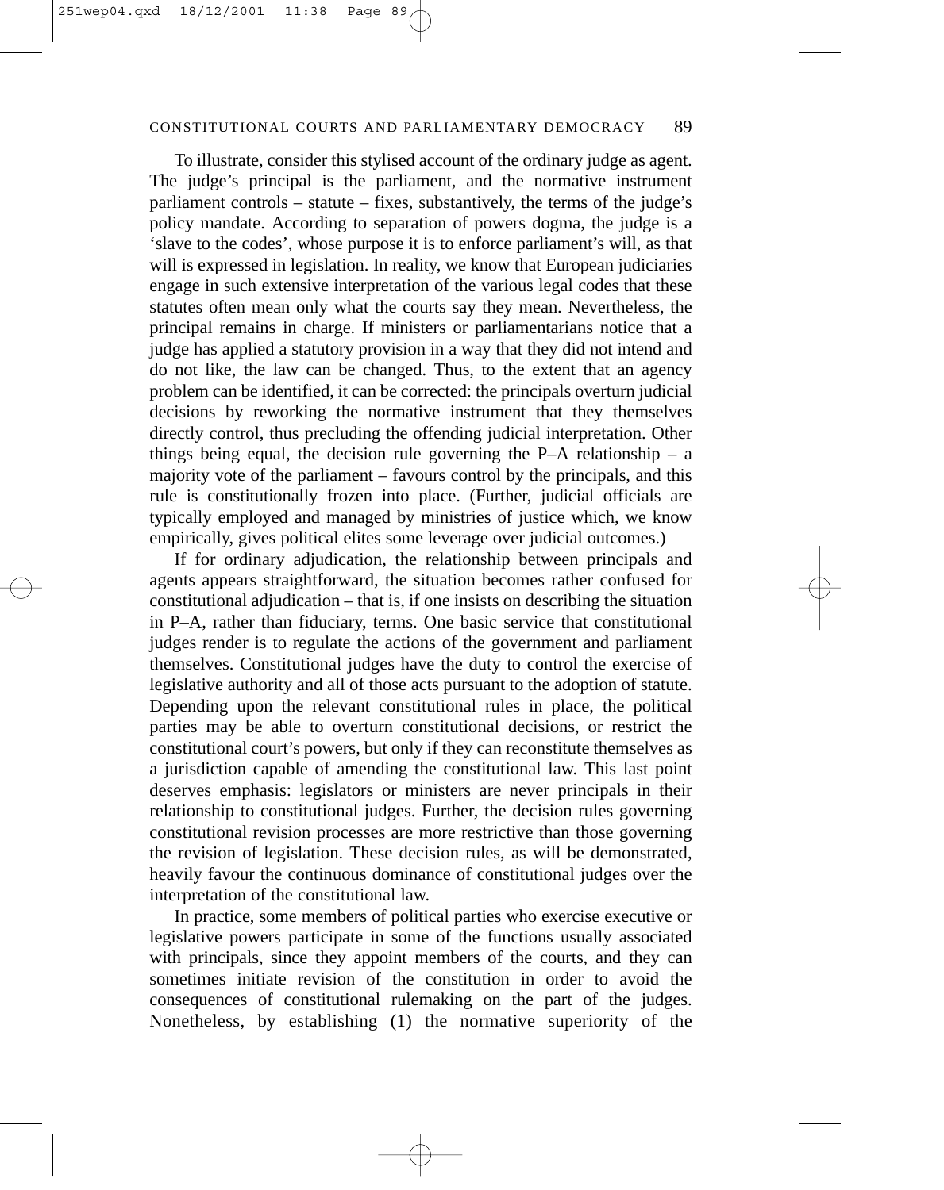To illustrate, consider this stylised account of the ordinary judge as agent. The judge's principal is the parliament, and the normative instrument parliament controls – statute – fixes, substantively, the terms of the judge's policy mandate. According to separation of powers dogma, the judge is a 'slave to the codes', whose purpose it is to enforce parliament's will, as that will is expressed in legislation. In reality, we know that European judiciaries engage in such extensive interpretation of the various legal codes that these statutes often mean only what the courts say they mean. Nevertheless, the principal remains in charge. If ministers or parliamentarians notice that a judge has applied a statutory provision in a way that they did not intend and do not like, the law can be changed. Thus, to the extent that an agency problem can be identified, it can be corrected: the principals overturn judicial decisions by reworking the normative instrument that they themselves directly control, thus precluding the offending judicial interpretation. Other things being equal, the decision rule governing the P–A relationship – a majority vote of the parliament – favours control by the principals, and this rule is constitutionally frozen into place. (Further, judicial officials are typically employed and managed by ministries of justice which, we know empirically, gives political elites some leverage over judicial outcomes.)

If for ordinary adjudication, the relationship between principals and agents appears straightforward, the situation becomes rather confused for constitutional adjudication – that is, if one insists on describing the situation in P–A, rather than fiduciary, terms. One basic service that constitutional judges render is to regulate the actions of the government and parliament themselves. Constitutional judges have the duty to control the exercise of legislative authority and all of those acts pursuant to the adoption of statute. Depending upon the relevant constitutional rules in place, the political parties may be able to overturn constitutional decisions, or restrict the constitutional court's powers, but only if they can reconstitute themselves as a jurisdiction capable of amending the constitutional law. This last point deserves emphasis: legislators or ministers are never principals in their relationship to constitutional judges. Further, the decision rules governing constitutional revision processes are more restrictive than those governing the revision of legislation. These decision rules, as will be demonstrated, heavily favour the continuous dominance of constitutional judges over the interpretation of the constitutional law.

In practice, some members of political parties who exercise executive or legislative powers participate in some of the functions usually associated with principals, since they appoint members of the courts, and they can sometimes initiate revision of the constitution in order to avoid the consequences of constitutional rulemaking on the part of the judges. Nonetheless, by establishing (1) the normative superiority of the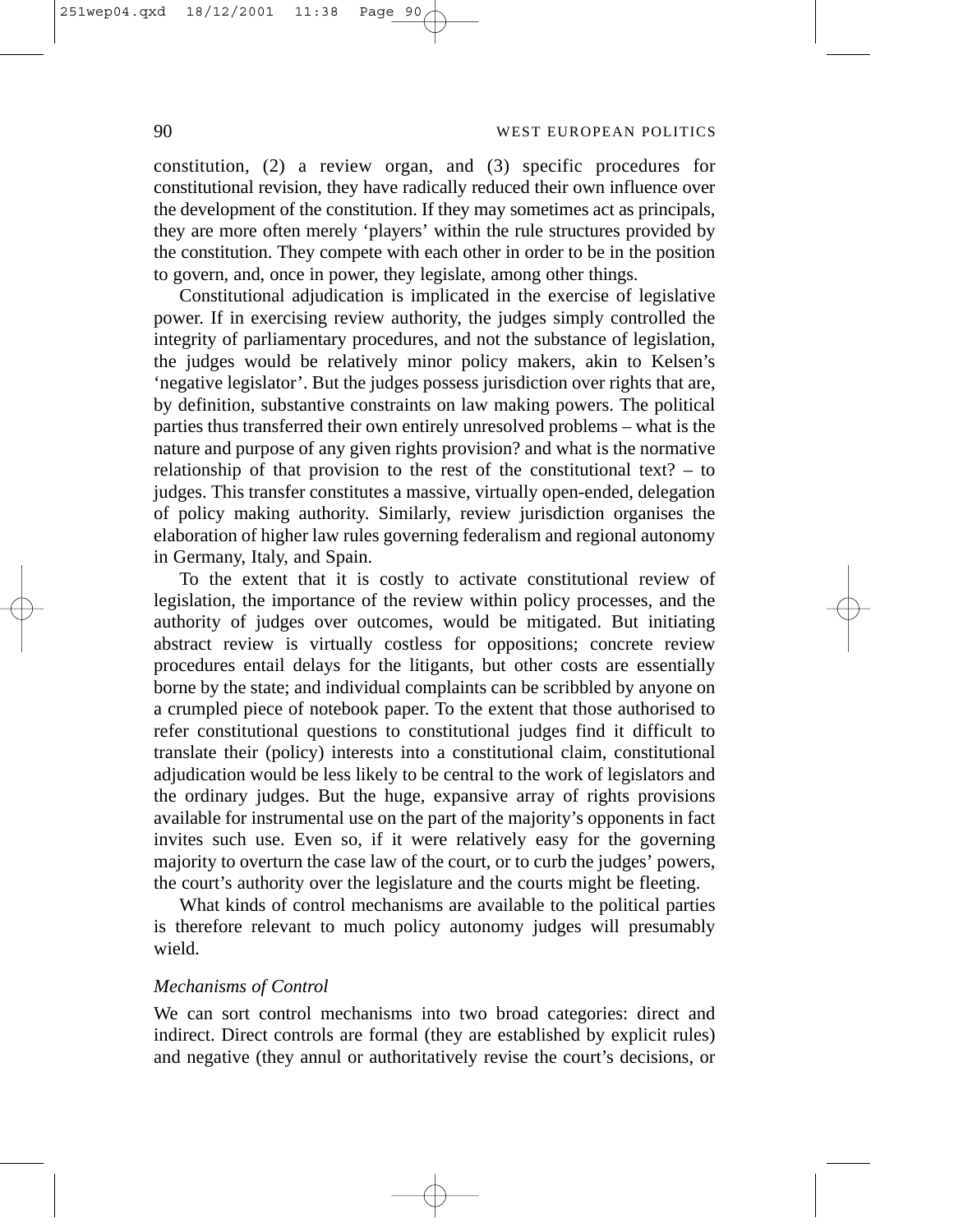constitution, (2) a review organ, and (3) specific procedures for constitutional revision, they have radically reduced their own influence over the development of the constitution. If they may sometimes act as principals, they are more often merely 'players' within the rule structures provided by the constitution. They compete with each other in order to be in the position to govern, and, once in power, they legislate, among other things.

Constitutional adjudication is implicated in the exercise of legislative power. If in exercising review authority, the judges simply controlled the integrity of parliamentary procedures, and not the substance of legislation, the judges would be relatively minor policy makers, akin to Kelsen's 'negative legislator'. But the judges possess jurisdiction over rights that are, by definition, substantive constraints on law making powers. The political parties thus transferred their own entirely unresolved problems – what is the nature and purpose of any given rights provision? and what is the normative relationship of that provision to the rest of the constitutional text? – to judges. This transfer constitutes a massive, virtually open-ended, delegation of policy making authority. Similarly, review jurisdiction organises the elaboration of higher law rules governing federalism and regional autonomy in Germany, Italy, and Spain.

To the extent that it is costly to activate constitutional review of legislation, the importance of the review within policy processes, and the authority of judges over outcomes, would be mitigated. But initiating abstract review is virtually costless for oppositions; concrete review procedures entail delays for the litigants, but other costs are essentially borne by the state; and individual complaints can be scribbled by anyone on a crumpled piece of notebook paper. To the extent that those authorised to refer constitutional questions to constitutional judges find it difficult to translate their (policy) interests into a constitutional claim, constitutional adjudication would be less likely to be central to the work of legislators and the ordinary judges. But the huge, expansive array of rights provisions available for instrumental use on the part of the majority's opponents in fact invites such use. Even so, if it were relatively easy for the governing majority to overturn the case law of the court, or to curb the judges' powers, the court's authority over the legislature and the courts might be fleeting.

What kinds of control mechanisms are available to the political parties is therefore relevant to much policy autonomy judges will presumably wield.

### *Mechanisms of Control*

We can sort control mechanisms into two broad categories: direct and indirect. Direct controls are formal (they are established by explicit rules) and negative (they annul or authoritatively revise the court's decisions, or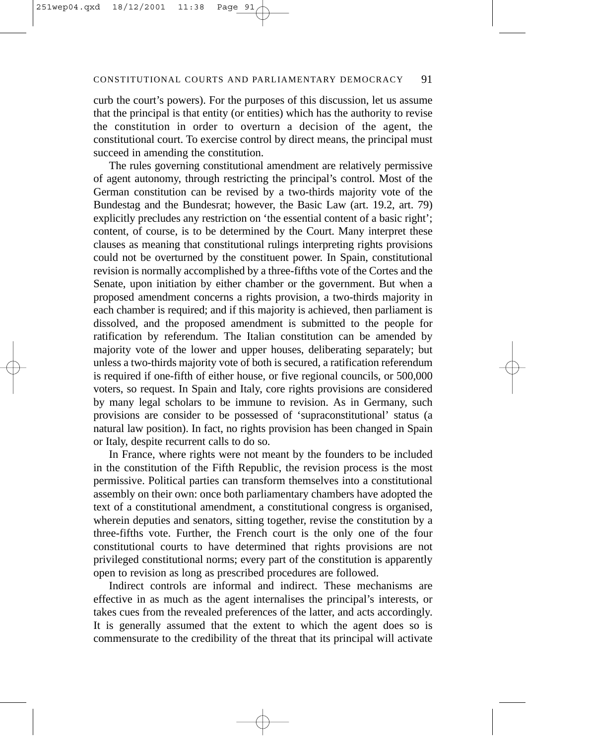curb the court's powers). For the purposes of this discussion, let us assume that the principal is that entity (or entities) which has the authority to revise the constitution in order to overturn a decision of the agent, the constitutional court. To exercise control by direct means, the principal must succeed in amending the constitution.

The rules governing constitutional amendment are relatively permissive of agent autonomy, through restricting the principal's control. Most of the German constitution can be revised by a two-thirds majority vote of the Bundestag and the Bundesrat; however, the Basic Law (art. 19.2, art. 79) explicitly precludes any restriction on 'the essential content of a basic right'; content, of course, is to be determined by the Court. Many interpret these clauses as meaning that constitutional rulings interpreting rights provisions could not be overturned by the constituent power. In Spain, constitutional revision is normally accomplished by a three-fifths vote of the Cortes and the Senate, upon initiation by either chamber or the government. But when a proposed amendment concerns a rights provision, a two-thirds majority in each chamber is required; and if this majority is achieved, then parliament is dissolved, and the proposed amendment is submitted to the people for ratification by referendum. The Italian constitution can be amended by majority vote of the lower and upper houses, deliberating separately; but unless a two-thirds majority vote of both is secured, a ratification referendum is required if one-fifth of either house, or five regional councils, or 500,000 voters, so request. In Spain and Italy, core rights provisions are considered by many legal scholars to be immune to revision. As in Germany, such provisions are consider to be possessed of 'supraconstitutional' status (a natural law position). In fact, no rights provision has been changed in Spain or Italy, despite recurrent calls to do so.

In France, where rights were not meant by the founders to be included in the constitution of the Fifth Republic, the revision process is the most permissive. Political parties can transform themselves into a constitutional assembly on their own: once both parliamentary chambers have adopted the text of a constitutional amendment, a constitutional congress is organised, wherein deputies and senators, sitting together, revise the constitution by a three-fifths vote. Further, the French court is the only one of the four constitutional courts to have determined that rights provisions are not privileged constitutional norms; every part of the constitution is apparently open to revision as long as prescribed procedures are followed.

Indirect controls are informal and indirect. These mechanisms are effective in as much as the agent internalises the principal's interests, or takes cues from the revealed preferences of the latter, and acts accordingly. It is generally assumed that the extent to which the agent does so is commensurate to the credibility of the threat that its principal will activate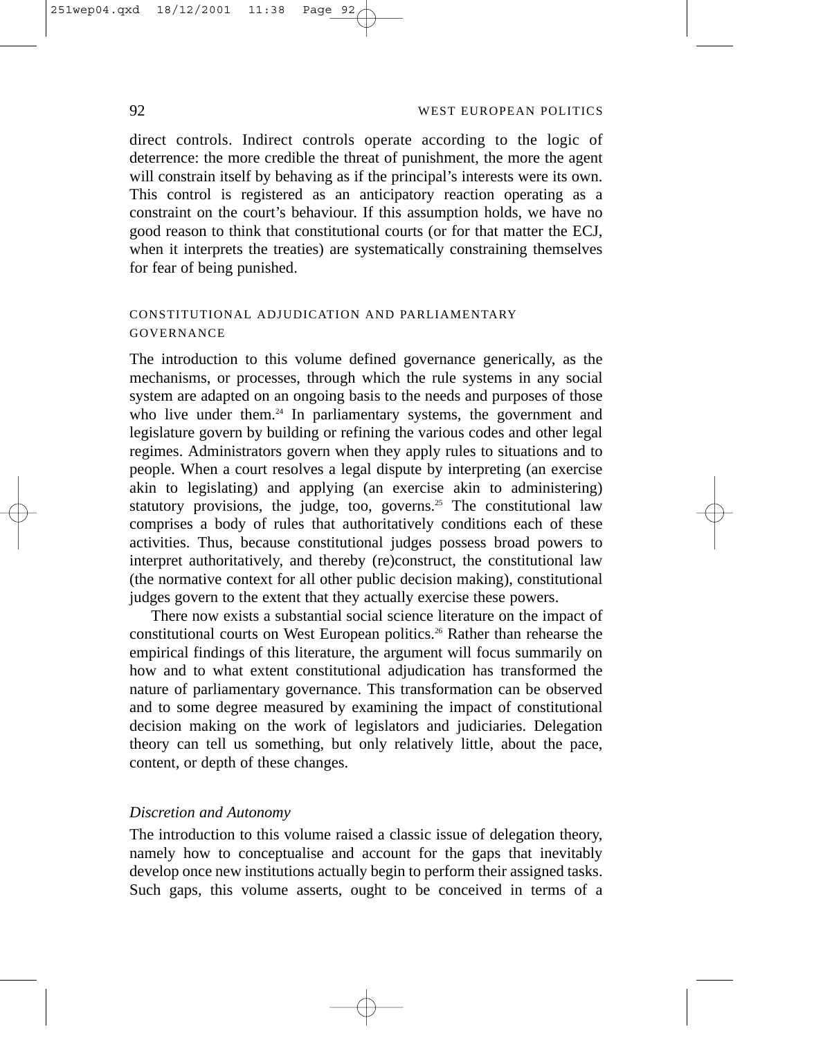direct controls. Indirect controls operate according to the logic of deterrence: the more credible the threat of punishment, the more the agent will constrain itself by behaving as if the principal's interests were its own. This control is registered as an anticipatory reaction operating as a constraint on the court's behaviour. If this assumption holds, we have no good reason to think that constitutional courts (or for that matter the ECJ, when it interprets the treaties) are systematically constraining themselves for fear of being punished.

## CONSTITUTIONAL ADJUDICATION AND PARLIAMENTARY GOVERNANCE

The introduction to this volume defined governance generically, as the mechanisms, or processes, through which the rule systems in any social system are adapted on an ongoing basis to the needs and purposes of those who live under them.[24] In parliamentary systems, the government and legislature govern by building or refining the various codes and other legal regimes. Administrators govern when they apply rules to situations and to people. When a court resolves a legal dispute by interpreting (an exercise akin to legislating) and applying (an exercise akin to administering) statutory provisions, the judge, too, governs.[25] The constitutional law comprises a body of rules that authoritatively conditions each of these activities. Thus, because constitutional judges possess broad powers to interpret authoritatively, and thereby (re)construct, the constitutional law (the normative context for all other public decision making), constitutional judges govern to the extent that they actually exercise these powers.

There now exists a substantial social science literature on the impact of constitutional courts on West European politics.[26] Rather than rehearse the empirical findings of this literature, the argument will focus summarily on how and to what extent constitutional adjudication has transformed the nature of parliamentary governance. This transformation can be observed and to some degree measured by examining the impact of constitutional decision making on the work of legislators and judiciaries. Delegation theory can tell us something, but only relatively little, about the pace, content, or depth of these changes.

### *Discretion and Autonomy*

The introduction to this volume raised a classic issue of delegation theory, namely how to conceptualise and account for the gaps that inevitably develop once new institutions actually begin to perform their assigned tasks. Such gaps, this volume asserts, ought to be conceived in terms of a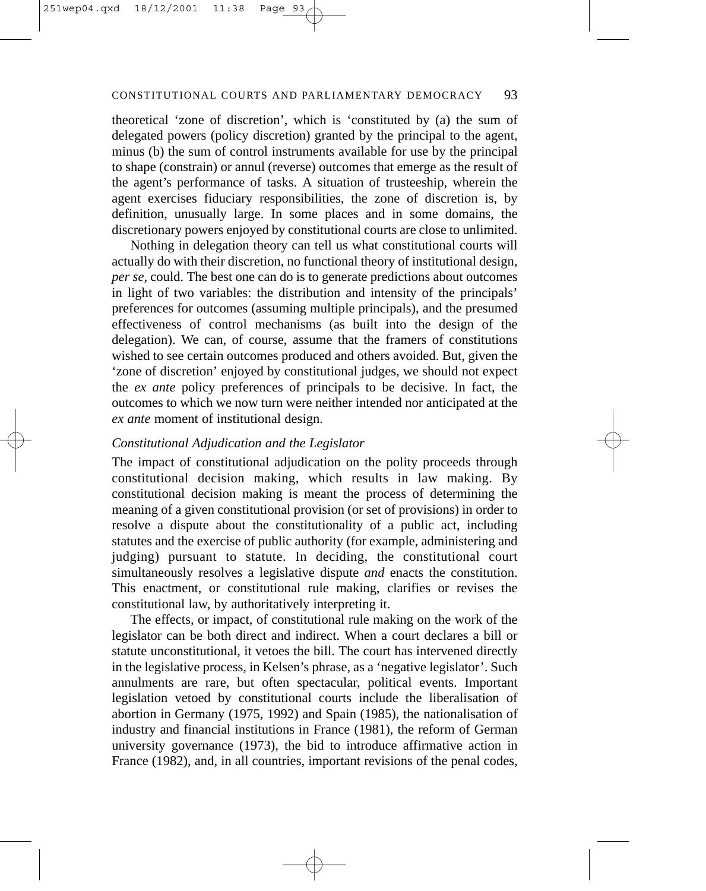theoretical 'zone of discretion', which is 'constituted by (a) the sum of delegated powers (policy discretion) granted by the principal to the agent, minus (b) the sum of control instruments available for use by the principal to shape (constrain) or annul (reverse) outcomes that emerge as the result of the agent's performance of tasks. A situation of trusteeship, wherein the agent exercises fiduciary responsibilities, the zone of discretion is, by definition, unusually large. In some places and in some domains, the discretionary powers enjoyed by constitutional courts are close to unlimited.

Nothing in delegation theory can tell us what constitutional courts will actually do with their discretion, no functional theory of institutional design, *per se*, could. The best one can do is to generate predictions about outcomes in light of two variables: the distribution and intensity of the principals' preferences for outcomes (assuming multiple principals), and the presumed effectiveness of control mechanisms (as built into the design of the delegation). We can, of course, assume that the framers of constitutions wished to see certain outcomes produced and others avoided. But, given the 'zone of discretion' enjoyed by constitutional judges, we should not expect the *ex ante* policy preferences of principals to be decisive. In fact, the outcomes to which we now turn were neither intended nor anticipated at the *ex ante* moment of institutional design.

### *Constitutional Adjudication and the Legislator*

The impact of constitutional adjudication on the polity proceeds through constitutional decision making, which results in law making. By constitutional decision making is meant the process of determining the meaning of a given constitutional provision (or set of provisions) in order to resolve a dispute about the constitutionality of a public act, including statutes and the exercise of public authority (for example, administering and judging) pursuant to statute. In deciding, the constitutional court simultaneously resolves a legislative dispute *and* enacts the constitution. This enactment, or constitutional rule making, clarifies or revises the constitutional law, by authoritatively interpreting it.

The effects, or impact, of constitutional rule making on the work of the legislator can be both direct and indirect. When a court declares a bill or statute unconstitutional, it vetoes the bill. The court has intervened directly in the legislative process, in Kelsen's phrase, as a 'negative legislator'. Such annulments are rare, but often spectacular, political events. Important legislation vetoed by constitutional courts include the liberalisation of abortion in Germany (1975, 1992) and Spain (1985), the nationalisation of industry and financial institutions in France (1981), the reform of German university governance (1973), the bid to introduce affirmative action in France (1982), and, in all countries, important revisions of the penal codes,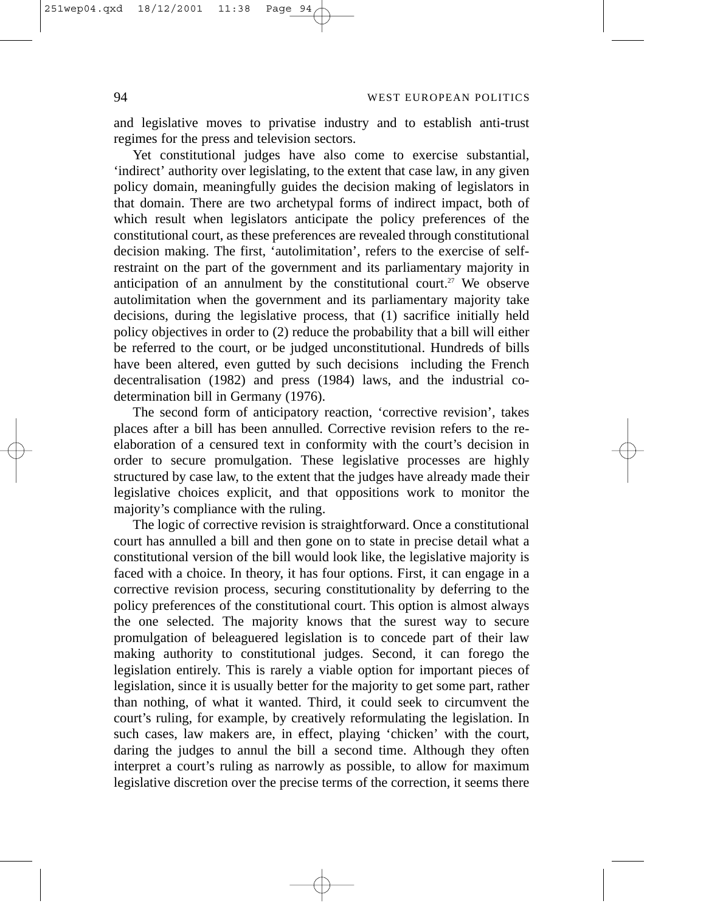and legislative moves to privatise industry and to establish anti-trust regimes for the press and television sectors.

Yet constitutional judges have also come to exercise substantial, 'indirect' authority over legislating, to the extent that case law, in any given policy domain, meaningfully guides the decision making of legislators in that domain. There are two archetypal forms of indirect impact, both of which result when legislators anticipate the policy preferences of the constitutional court, as these preferences are revealed through constitutional decision making. The first, 'autolimitation', refers to the exercise of self-restraint on the part of the government and its parliamentary majority in anticipation of an annulment by the constitutional court.[27] We observe autolimitation when the government and its parliamentary majority take decisions, during the legislative process, that (1) sacrifice initially held policy objectives in order to (2) reduce the probability that a bill will either be referred to the court, or be judged unconstitutional. Hundreds of bills have been altered, even gutted by such decisions  including the French decentralisation (1982) and press (1984) laws, and the industrial co-determination bill in Germany (1976).

The second form of anticipatory reaction, 'corrective revision', takes places after a bill has been annulled. Corrective revision refers to the re-elaboration of a censured text in conformity with the court's decision in order to secure promulgation. These legislative processes are highly structured by case law, to the extent that the judges have already made their legislative choices explicit, and that oppositions work to monitor the majority's compliance with the ruling.

The logic of corrective revision is straightforward. Once a constitutional court has annulled a bill and then gone on to state in precise detail what a constitutional version of the bill would look like, the legislative majority is faced with a choice. In theory, it has four options. First, it can engage in a corrective revision process, securing constitutionality by deferring to the policy preferences of the constitutional court. This option is almost always the one selected. The majority knows that the surest way to secure promulgation of beleaguered legislation is to concede part of their law making authority to constitutional judges. Second, it can forego the legislation entirely. This is rarely a viable option for important pieces of legislation, since it is usually better for the majority to get some part, rather than nothing, of what it wanted. Third, it could seek to circumvent the court's ruling, for example, by creatively reformulating the legislation. In such cases, law makers are, in effect, playing 'chicken' with the court, daring the judges to annul the bill a second time. Although they often interpret a court's ruling as narrowly as possible, to allow for maximum legislative discretion over the precise terms of the correction, it seems there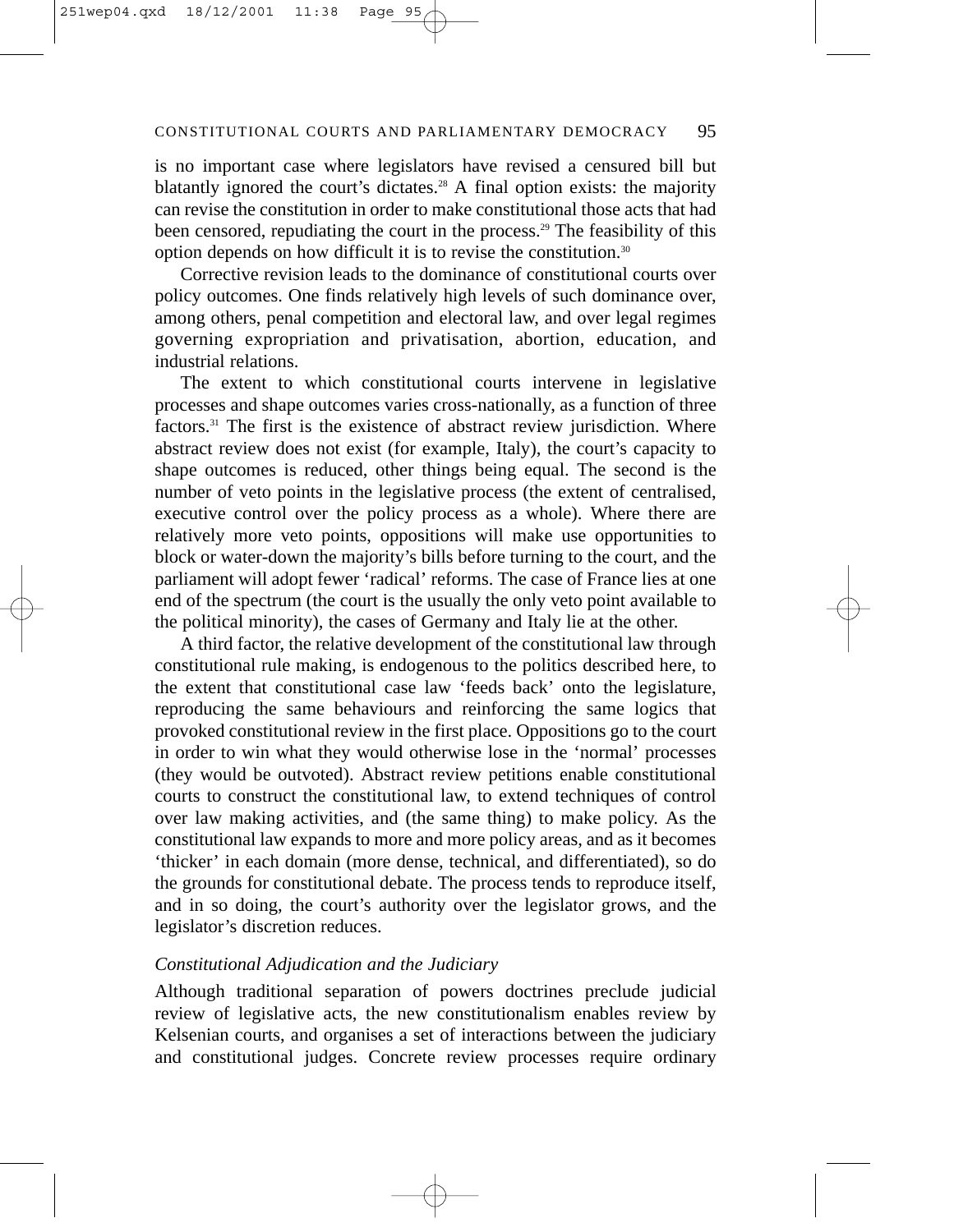is no important case where legislators have revised a censured bill but blatantly ignored the court's dictates.[28] A final option exists: the majority can revise the constitution in order to make constitutional those acts that had been censored, repudiating the court in the process.[29] The feasibility of this option depends on how difficult it is to revise the constitution.[30]

Corrective revision leads to the dominance of constitutional courts over policy outcomes. One finds relatively high levels of such dominance over, among others, penal competition and electoral law, and over legal regimes governing expropriation and privatisation, abortion, education, and industrial relations.

The extent to which constitutional courts intervene in legislative processes and shape outcomes varies cross-nationally, as a function of three factors.[31] The first is the existence of abstract review jurisdiction. Where abstract review does not exist (for example, Italy), the court's capacity to shape outcomes is reduced, other things being equal. The second is the number of veto points in the legislative process (the extent of centralised, executive control over the policy process as a whole). Where there are relatively more veto points, oppositions will make use opportunities to block or water-down the majority's bills before turning to the court, and the parliament will adopt fewer 'radical' reforms. The case of France lies at one end of the spectrum (the court is the usually the only veto point available to the political minority), the cases of Germany and Italy lie at the other.

A third factor, the relative development of the constitutional law through constitutional rule making, is endogenous to the politics described here, to the extent that constitutional case law 'feeds back' onto the legislature, reproducing the same behaviours and reinforcing the same logics that provoked constitutional review in the first place. Oppositions go to the court in order to win what they would otherwise lose in the 'normal' processes (they would be outvoted). Abstract review petitions enable constitutional courts to construct the constitutional law, to extend techniques of control over law making activities, and (the same thing) to make policy. As the constitutional law expands to more and more policy areas, and as it becomes 'thicker' in each domain (more dense, technical, and differentiated), so do the grounds for constitutional debate. The process tends to reproduce itself, and in so doing, the court's authority over the legislator grows, and the legislator's discretion reduces.

### *Constitutional Adjudication and the Judiciary*

Although traditional separation of powers doctrines preclude judicial review of legislative acts, the new constitutionalism enables review by Kelsenian courts, and organises a set of interactions between the judiciary and constitutional judges. Concrete review processes require ordinary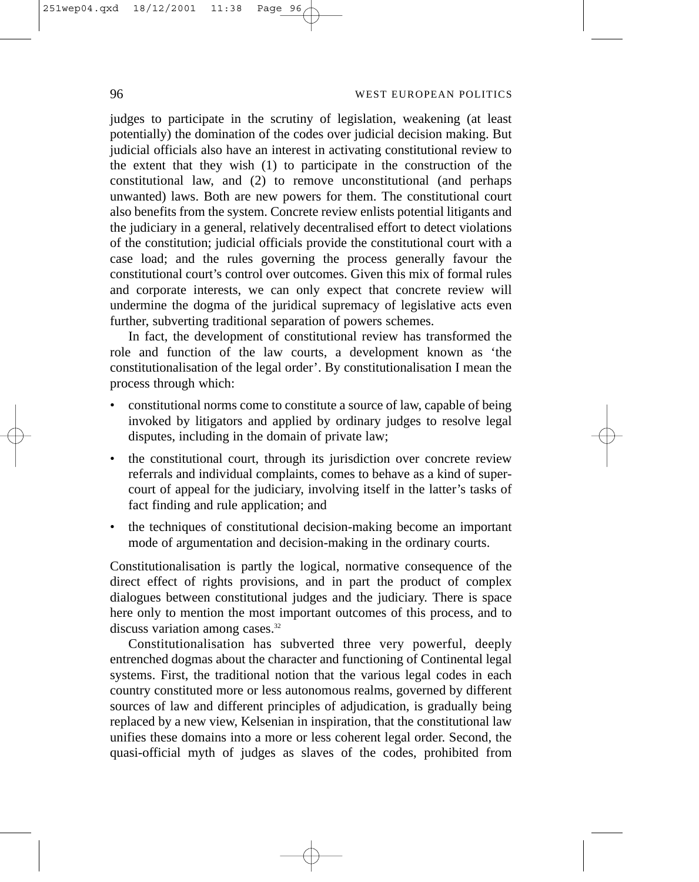judges to participate in the scrutiny of legislation, weakening (at least potentially) the domination of the codes over judicial decision making. But judicial officials also have an interest in activating constitutional review to the extent that they wish (1) to participate in the construction of the constitutional law, and (2) to remove unconstitutional (and perhaps unwanted) laws. Both are new powers for them. The constitutional court also benefits from the system. Concrete review enlists potential litigants and the judiciary in a general, relatively decentralised effort to detect violations of the constitution; judicial officials provide the constitutional court with a case load; and the rules governing the process generally favour the constitutional court's control over outcomes. Given this mix of formal rules and corporate interests, we can only expect that concrete review will undermine the dogma of the juridical supremacy of legislative acts even further, subverting traditional separation of powers schemes.

In fact, the development of constitutional review has transformed the role and function of the law courts, a development known as 'the constitutionalisation of the legal order'. By constitutionalisation I mean the process through which:

- constitutional norms come to constitute a source of law, capable of being invoked by litigators and applied by ordinary judges to resolve legal disputes, including in the domain of private law;
- the constitutional court, through its jurisdiction over concrete review referrals and individual complaints, comes to behave as a kind of super-court of appeal for the judiciary, involving itself in the latter's tasks of fact finding and rule application; and
- the techniques of constitutional decision-making become an important mode of argumentation and decision-making in the ordinary courts.

Constitutionalisation is partly the logical, normative consequence of the direct effect of rights provisions, and in part the product of complex dialogues between constitutional judges and the judiciary. There is space here only to mention the most important outcomes of this process, and to discuss variation among cases.[32]

Constitutionalisation has subverted three very powerful, deeply entrenched dogmas about the character and functioning of Continental legal systems. First, the traditional notion that the various legal codes in each country constituted more or less autonomous realms, governed by different sources of law and different principles of adjudication, is gradually being replaced by a new view, Kelsenian in inspiration, that the constitutional law unifies these domains into a more or less coherent legal order. Second, the quasi-official myth of judges as slaves of the codes, prohibited from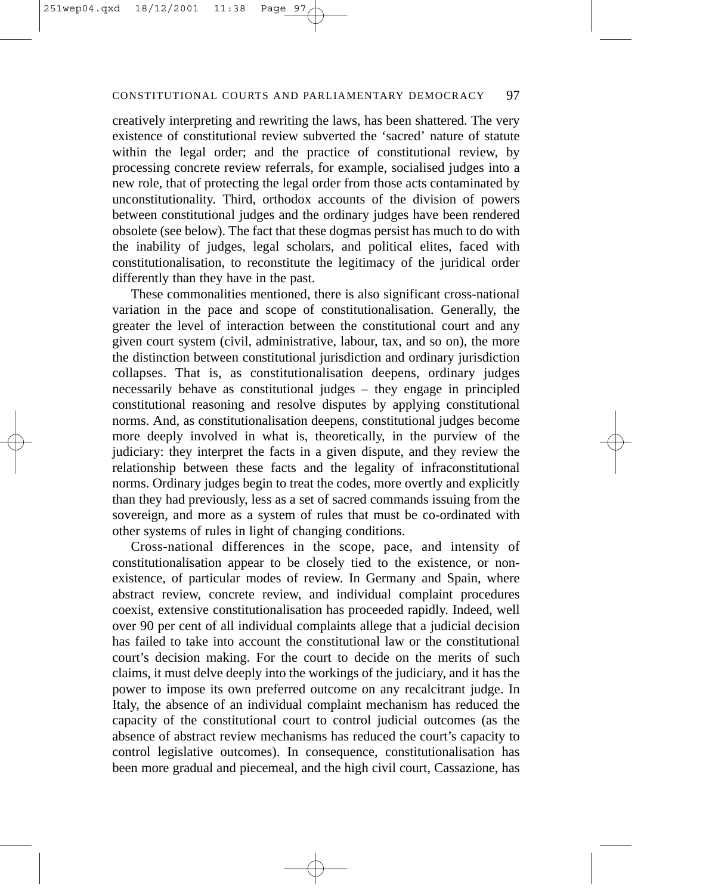creatively interpreting and rewriting the laws, has been shattered. The very existence of constitutional review subverted the 'sacred' nature of statute within the legal order; and the practice of constitutional review, by processing concrete review referrals, for example, socialised judges into a new role, that of protecting the legal order from those acts contaminated by unconstitutionality. Third, orthodox accounts of the division of powers between constitutional judges and the ordinary judges have been rendered obsolete (see below). The fact that these dogmas persist has much to do with the inability of judges, legal scholars, and political elites, faced with constitutionalisation, to reconstitute the legitimacy of the juridical order differently than they have in the past.

These commonalities mentioned, there is also significant cross-national variation in the pace and scope of constitutionalisation. Generally, the greater the level of interaction between the constitutional court and any given court system (civil, administrative, labour, tax, and so on), the more the distinction between constitutional jurisdiction and ordinary jurisdiction collapses. That is, as constitutionalisation deepens, ordinary judges necessarily behave as constitutional judges – they engage in principled constitutional reasoning and resolve disputes by applying constitutional norms. And, as constitutionalisation deepens, constitutional judges become more deeply involved in what is, theoretically, in the purview of the judiciary: they interpret the facts in a given dispute, and they review the relationship between these facts and the legality of infraconstitutional norms. Ordinary judges begin to treat the codes, more overtly and explicitly than they had previously, less as a set of sacred commands issuing from the sovereign, and more as a system of rules that must be co-ordinated with other systems of rules in light of changing conditions.

Cross-national differences in the scope, pace, and intensity of constitutionalisation appear to be closely tied to the existence, or non-existence, of particular modes of review. In Germany and Spain, where abstract review, concrete review, and individual complaint procedures coexist, extensive constitutionalisation has proceeded rapidly. Indeed, well over 90 per cent of all individual complaints allege that a judicial decision has failed to take into account the constitutional law or the constitutional court's decision making. For the court to decide on the merits of such claims, it must delve deeply into the workings of the judiciary, and it has the power to impose its own preferred outcome on any recalcitrant judge. In Italy, the absence of an individual complaint mechanism has reduced the capacity of the constitutional court to control judicial outcomes (as the absence of abstract review mechanisms has reduced the court's capacity to control legislative outcomes). In consequence, constitutionalisation has been more gradual and piecemeal, and the high civil court, Cassazione, has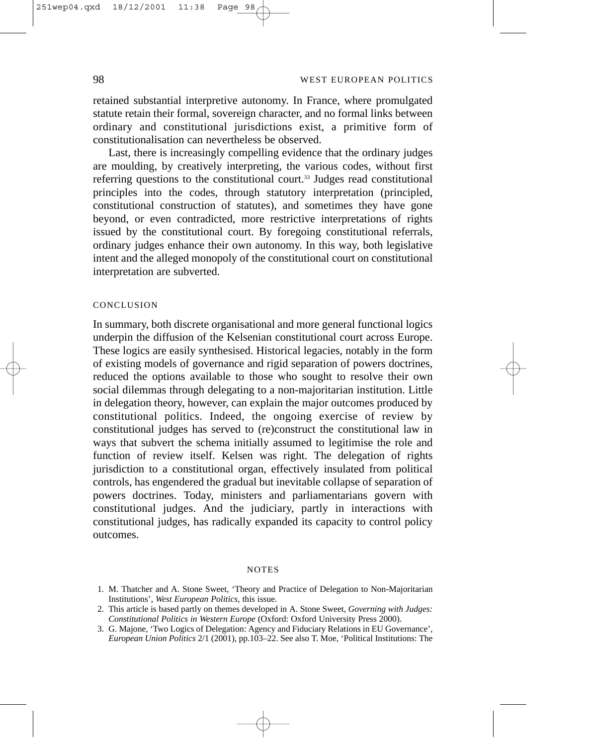retained substantial interpretive autonomy. In France, where promulgated statute retain their formal, sovereign character, and no formal links between ordinary and constitutional jurisdictions exist, a primitive form of constitutionalisation can nevertheless be observed.

Last, there is increasingly compelling evidence that the ordinary judges are moulding, by creatively interpreting, the various codes, without first referring questions to the constitutional court.[33] Judges read constitutional principles into the codes, through statutory interpretation (principled, constitutional construction of statutes), and sometimes they have gone beyond, or even contradicted, more restrictive interpretations of rights issued by the constitutional court. By foregoing constitutional referrals, ordinary judges enhance their own autonomy. In this way, both legislative intent and the alleged monopoly of the constitutional court on constitutional interpretation are subverted.

## CONCLUSION

In summary, both discrete organisational and more general functional logics underpin the diffusion of the Kelsenian constitutional court across Europe. These logics are easily synthesised. Historical legacies, notably in the form of existing models of governance and rigid separation of powers doctrines, reduced the options available to those who sought to resolve their own social dilemmas through delegating to a non-majoritarian institution. Little in delegation theory, however, can explain the major outcomes produced by constitutional politics. Indeed, the ongoing exercise of review by constitutional judges has served to (re)construct the constitutional law in ways that subvert the schema initially assumed to legitimise the role and function of review itself. Kelsen was right. The delegation of rights jurisdiction to a constitutional organ, effectively insulated from political controls, has engendered the gradual but inevitable collapse of separation of powers doctrines. Today, ministers and parliamentarians govern with constitutional judges. And the judiciary, partly in interactions with constitutional judges, has radically expanded its capacity to control policy outcomes.

## NOTES

1. M. Thatcher and A. Stone Sweet, 'Theory and Practice of Delegation to Non-Majoritarian Institutions', *West European Politics*, this issue.
2. This article is based partly on themes developed in A. Stone Sweet, *Governing with Judges: Constitutional Politics in Western Europe* (Oxford: Oxford University Press 2000).
3. G. Majone, 'Two Logics of Delegation: Agency and Fiduciary Relations in EU Governance', *European Union Politics* 2/1 (2001), pp.103–22. See also T. Moe, 'Political Institutions: The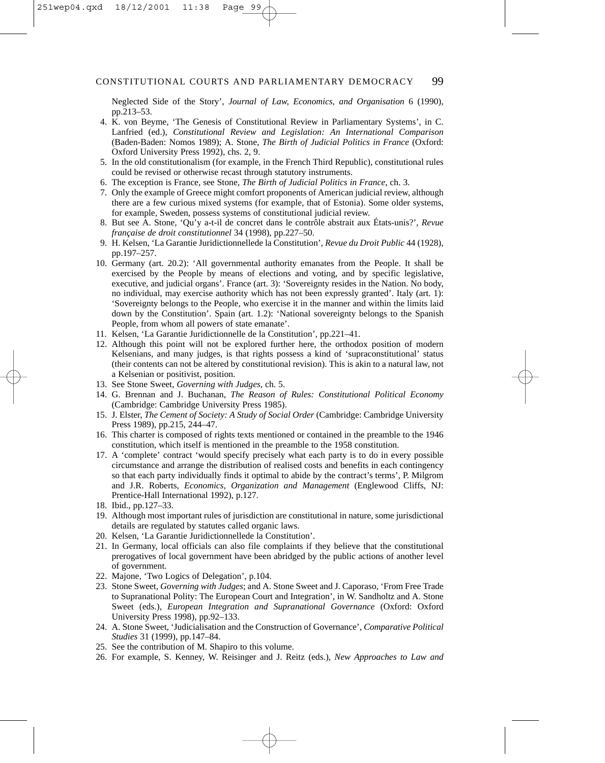Neglected Side of the Story', *Journal of Law, Economics, and Organisation* 6 (1990), pp.213–53.

4. K. von Beyme, 'The Genesis of Constitutional Review in Parliamentary Systems', in C. Lanfried (ed.), *Constitutional Review and Legislation: An International Comparison* (Baden-Baden: Nomos 1989); A. Stone, *The Birth of Judicial Politics in France* (Oxford: Oxford University Press 1992), chs. 2, 9.
5. In the old constitutionalism (for example, in the French Third Republic), constitutional rules could be revised or otherwise recast through statutory instruments.
6. The exception is France, see Stone, *The Birth of Judicial Politics in France*, ch. 3.
7. Only the example of Greece might comfort proponents of American judicial review, although there are a few curious mixed systems (for example, that of Estonia). Some older systems, for example, Sweden, possess systems of constitutional judicial review.
8. But see A. Stone, 'Qu'y a-t-il de concret dans le contrôle abstrait aux États-unis?', *Revue française de droit constitutionnel* 34 (1998), pp.227–50.
9. H. Kelsen, 'La Garantie Juridictionnellede la Constitution', *Revue du Droit Public* 44 (1928), pp.197–257.
10. Germany (art. 20.2): 'All governmental authority emanates from the People. It shall be exercised by the People by means of elections and voting, and by specific legislative, executive, and judicial organs'. France (art. 3): 'Sovereignty resides in the Nation. No body, no individual, may exercise authority which has not been expressly granted'. Italy (art. 1): 'Sovereignty belongs to the People, who exercise it in the manner and within the limits laid down by the Constitution'. Spain (art. 1.2): 'National sovereignty belongs to the Spanish People, from whom all powers of state emanate'.
11. Kelsen, 'La Garantie Juridictionnelle de la Constitution', pp.221–41.
12. Although this point will not be explored further here, the orthodox position of modern Kelsenians, and many judges, is that rights possess a kind of 'supraconstitutional' status (their contents can not be altered by constitutional revision). This is akin to a natural law, not a Kelsenian or positivist, position.
13. See Stone Sweet, *Governing with Judges*, ch. 5.
14. G. Brennan and J. Buchanan, *The Reason of Rules: Constitutional Political Economy* (Cambridge: Cambridge University Press 1985).
15. J. Elster, *The Cement of Society: A Study of Social Order* (Cambridge: Cambridge University Press 1989), pp.215, 244–47.
16. This charter is composed of rights texts mentioned or contained in the preamble to the 1946 constitution, which itself is mentioned in the preamble to the 1958 constitution.
17. A 'complete' contract 'would specify precisely what each party is to do in every possible circumstance and arrange the distribution of realised costs and benefits in each contingency so that each party individually finds it optimal to abide by the contract's terms', P. Milgrom and J.R. Roberts, *Economics, Organization and Management* (Englewood Cliffs, NJ: Prentice-Hall International 1992), p.127.
18. Ibid., pp.127–33.
19. Although most important rules of jurisdiction are constitutional in nature, some jurisdictional details are regulated by statutes called organic laws.
20. Kelsen, 'La Garantie Juridictionnellede la Constitution'.
21. In Germany, local officials can also file complaints if they believe that the constitutional prerogatives of local government have been abridged by the public actions of another level of government.
22. Majone, 'Two Logics of Delegation', p.104.
23. Stone Sweet, *Governing with Judges*; and A. Stone Sweet and J. Caporaso, 'From Free Trade to Supranational Polity: The European Court and Integration', in W. Sandholtz and A. Stone Sweet (eds.), *European Integration and Supranational Governance* (Oxford: Oxford University Press 1998), pp.92–133.
24. A. Stone Sweet, 'Judicialisation and the Construction of Governance', *Comparative Political Studies* 31 (1999), pp.147–84.
25. See the contribution of M. Shapiro to this volume.
26. For example, S. Kenney, W. Reisinger and J. Reitz (eds.), *New Approaches to Law and*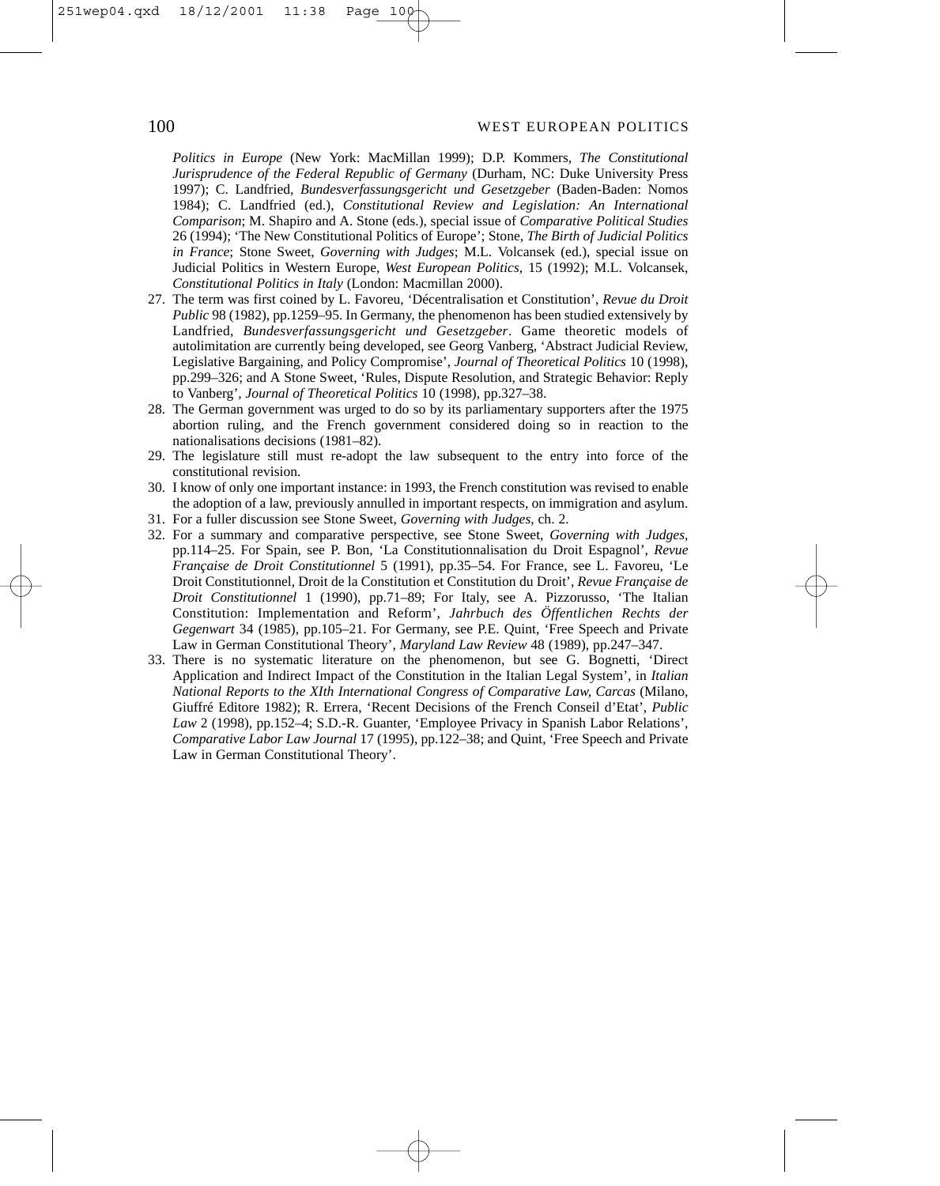*Politics in Europe* (New York: MacMillan 1999); D.P. Kommers, *The Constitutional Jurisprudence of the Federal Republic of Germany* (Durham, NC: Duke University Press 1997); C. Landfried, *Bundesverfassungsgericht und Gesetzgeber* (Baden-Baden: Nomos 1984); C. Landfried (ed.), *Constitutional Review and Legislation: An International Comparison*; M. Shapiro and A. Stone (eds.), special issue of *Comparative Political Studies* 26 (1994); 'The New Constitutional Politics of Europe'; Stone, *The Birth of Judicial Politics in France*; Stone Sweet, *Governing with Judges*; M.L. Volcansek (ed.), special issue on Judicial Politics in Western Europe, *West European Politics*, 15 (1992); M.L. Volcansek, *Constitutional Politics in Italy* (London: Macmillan 2000).

27. The term was first coined by L. Favoreu, 'Décentralisation et Constitution', *Revue du Droit Public* 98 (1982), pp.1259–95. In Germany, the phenomenon has been studied extensively by Landfried, *Bundesverfassungsgericht und Gesetzgeber*. Game theoretic models of autolimitation are currently being developed, see Georg Vanberg, 'Abstract Judicial Review, Legislative Bargaining, and Policy Compromise', *Journal of Theoretical Politics* 10 (1998), pp.299–326; and A Stone Sweet, 'Rules, Dispute Resolution, and Strategic Behavior: Reply to Vanberg', *Journal of Theoretical Politics* 10 (1998), pp.327–38.
28. The German government was urged to do so by its parliamentary supporters after the 1975 abortion ruling, and the French government considered doing so in reaction to the nationalisations decisions (1981–82).
29. The legislature still must re-adopt the law subsequent to the entry into force of the constitutional revision.
30. I know of only one important instance: in 1993, the French constitution was revised to enable the adoption of a law, previously annulled in important respects, on immigration and asylum.
31. For a fuller discussion see Stone Sweet, *Governing with Judges*, ch. 2.
32. For a summary and comparative perspective, see Stone Sweet, *Governing with Judges*, pp.114–25. For Spain, see P. Bon, 'La Constitutionnalisation du Droit Espagnol', *Revue Française de Droit Constitutionnel* 5 (1991), pp.35–54. For France, see L. Favoreu, 'Le Droit Constitutionnel, Droit de la Constitution et Constitution du Droit', *Revue Française de Droit Constitutionnel* 1 (1990), pp.71–89; For Italy, see A. Pizzorusso, 'The Italian Constitution: Implementation and Reform', *Jahrbuch des Öffentlichen Rechts der Gegenwart* 34 (1985), pp.105–21. For Germany, see P.E. Quint, 'Free Speech and Private Law in German Constitutional Theory', *Maryland Law Review* 48 (1989), pp.247–347.
33. There is no systematic literature on the phenomenon, but see G. Bognetti, 'Direct Application and Indirect Impact of the Constitution in the Italian Legal System', in *Italian National Reports to the XIth International Congress of Comparative Law, Carcas* (Milano, Giuffré Editore 1982); R. Errera, 'Recent Decisions of the French Conseil d'Etat', *Public Law* 2 (1998), pp.152–4; S.D.-R. Guanter, 'Employee Privacy in Spanish Labor Relations', *Comparative Labor Law Journal* 17 (1995), pp.122–38; and Quint, 'Free Speech and Private Law in German Constitutional Theory'.